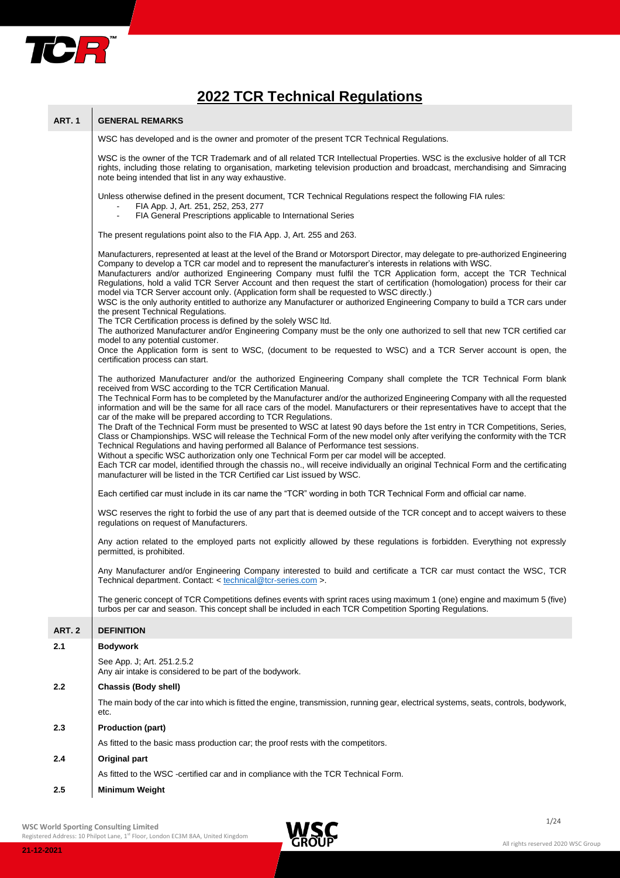# 2022 TCR Technical Regulations

## ART. 1 GENERAL REMARKS

WSC has developed and is the owner and promoter of the present TCR Technical Regulations.

WSC is the owner of the TCR Trademark and of all related TCR Intellectual Properties. WSC is the exclusive holder of all TCR rights, including those relating to organisation, marketing television production and broadcast, merchandising and Simracing note being intended that list in any way exhaustive.

Unless otherwise defined in the present document, TCR Technical Regulations respect the following FIA rules:

- FIA App. J, Art. 251, 252, 253, 277
- FIA General Prescriptions applicable to International Series

The present regulations point also to the FIA App. J, Art. 255 and 263.

Manufacturers, represented at least at the level of the Brand or Motorsport Director, may delegate to pre-authorized Engineering Company to develop a TCR car model and to represent the manufacturer's interests in relations with WSC.
Manufacturers and/or authorized Engineering Company must fulfil the TCR Application form, accept the TCR Technical Regulations, hold a valid TCR Server Account and then request the start of certification (homologation) process for their car model via TCR Server account only. (Application form shall be requested to WSC directly.)
WSC is the only authority entitled to authorize any Manufacturer or authorized Engineering Company to build a TCR cars under the present Technical Regulations.
The TCR Certification process is defined by the solely WSC ltd.
The authorized Manufacturer and/or Engineering Company must be the only one authorized to sell that new TCR certified car model to any potential customer.
Once the Application form is sent to WSC, (document to be requested to WSC) and a TCR Server account is open, the certification process can start.

The authorized Manufacturer and/or the authorized Engineering Company shall complete the TCR Technical Form blank received from WSC according to the TCR Certification Manual.
The Technical Form has to be completed by the Manufacturer and/or the authorized Engineering Company with all the requested information and will be the same for all race cars of the model. Manufacturers or their representatives have to accept that the car of the make will be prepared according to TCR Regulations.
The Draft of the Technical Form must be presented to WSC at latest 90 days before the 1st entry in TCR Competitions, Series, Class or Championships. WSC will release the Technical Form of the new model only after verifying the conformity with the TCR Technical Regulations and having performed all Balance of Performance test sessions.
Without a specific WSC authorization only one Technical Form per car model will be accepted.
Each TCR car model, identified through the chassis no., will receive individually an original Technical Form and the certificating manufacturer will be listed in the TCR Certified car List issued by WSC.

Each certified car must include in its car name the "TCR" wording in both TCR Technical Form and official car name.

WSC reserves the right to forbid the use of any part that is deemed outside of the TCR concept and to accept waivers to these regulations on request of Manufacturers.

Any action related to the employed parts not explicitly allowed by these regulations is forbidden. Everything not expressly permitted, is prohibited.

Any Manufacturer and/or Engineering Company interested to build and certificate a TCR car must contact the WSC, TCR Technical department. Contact: < technical@tcr-series.com >.

The generic concept of TCR Competitions defines events with sprint races using maximum 1 (one) engine and maximum 5 (five) turbos per car and season. This concept shall be included in each TCR Competition Sporting Regulations.

## ART. 2 DEFINITION

### 2.1 Bodywork

See App. J; Art. 251.2.5.2
Any air intake is considered to be part of the bodywork.

### 2.2 Chassis (Body shell)

The main body of the car into which is fitted the engine, transmission, running gear, electrical systems, seats, controls, bodywork, etc.

### 2.3 Production (part)

As fitted to the basic mass production car; the proof rests with the competitors.

### 2.4 Original part

As fitted to the WSC -certified car and in compliance with the TCR Technical Form.

### 2.5 Minimum Weight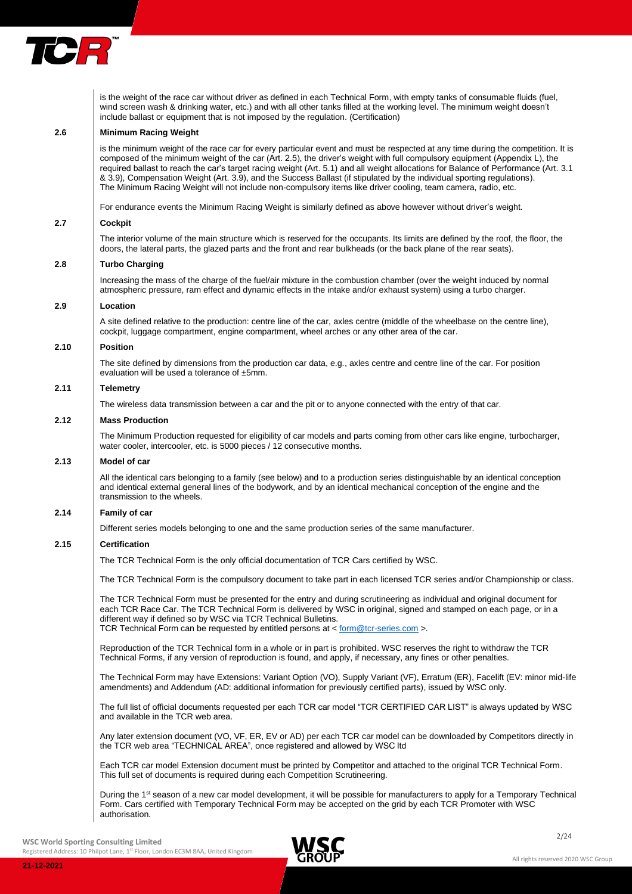is the weight of the race car without driver as defined in each Technical Form, with empty tanks of consumable fluids (fuel, wind screen wash & drinking water, etc.) and with all other tanks filled at the working level. The minimum weight doesn't include ballast or equipment that is not imposed by the regulation. (Certification)

### 2.6 Minimum Racing Weight

is the minimum weight of the race car for every particular event and must be respected at any time during the competition. It is composed of the minimum weight of the car (Art. 2.5), the driver's weight with full compulsory equipment (Appendix L), the required ballast to reach the car's target racing weight (Art. 5.1) and all weight allocations for Balance of Performance (Art. 3.1 & 3.9), Compensation Weight (Art. 3.9), and the Success Ballast (if stipulated by the individual sporting regulations). The Minimum Racing Weight will not include non-compulsory items like driver cooling, team camera, radio, etc.

For endurance events the Minimum Racing Weight is similarly defined as above however without driver's weight.

### 2.7 Cockpit

The interior volume of the main structure which is reserved for the occupants. Its limits are defined by the roof, the floor, the doors, the lateral parts, the glazed parts and the front and rear bulkheads (or the back plane of the rear seats).

### 2.8 Turbo Charging

Increasing the mass of the charge of the fuel/air mixture in the combustion chamber (over the weight induced by normal atmospheric pressure, ram effect and dynamic effects in the intake and/or exhaust system) using a turbo charger.

### 2.9 Location

A site defined relative to the production: centre line of the car, axles centre (middle of the wheelbase on the centre line), cockpit, luggage compartment, engine compartment, wheel arches or any other area of the car.

### 2.10 Position

The site defined by dimensions from the production car data, e.g., axles centre and centre line of the car. For position evaluation will be used a tolerance of ±5mm.

### 2.11 Telemetry

The wireless data transmission between a car and the pit or to anyone connected with the entry of that car.

### 2.12 Mass Production

The Minimum Production requested for eligibility of car models and parts coming from other cars like engine, turbocharger, water cooler, intercooler, etc. is 5000 pieces / 12 consecutive months.

### 2.13 Model of car

All the identical cars belonging to a family (see below) and to a production series distinguishable by an identical conception and identical external general lines of the bodywork, and by an identical mechanical conception of the engine and the transmission to the wheels.

### 2.14 Family of car

Different series models belonging to one and the same production series of the same manufacturer.

### 2.15 Certification

The TCR Technical Form is the only official documentation of TCR Cars certified by WSC.

The TCR Technical Form is the compulsory document to take part in each licensed TCR series and/or Championship or class.

The TCR Technical Form must be presented for the entry and during scrutineering as individual and original document for each TCR Race Car. The TCR Technical Form is delivered by WSC in original, signed and stamped on each page, or in a different way if defined so by WSC via TCR Technical Bulletins.
TCR Technical Form can be requested by entitled persons at < form@tcr-series.com >.

Reproduction of the TCR Technical form in a whole or in part is prohibited. WSC reserves the right to withdraw the TCR Technical Forms, if any version of reproduction is found, and apply, if necessary, any fines or other penalties.

The Technical Form may have Extensions: Variant Option (VO), Supply Variant (VF), Erratum (ER), Facelift (EV: minor mid-life amendments) and Addendum (AD: additional information for previously certified parts), issued by WSC only.

The full list of official documents requested per each TCR car model "TCR CERTIFIED CAR LIST" is always updated by WSC and available in the TCR web area.

Any later extension document (VO, VF, ER, EV or AD) per each TCR car model can be downloaded by Competitors directly in the TCR web area "TECHNICAL AREA", once registered and allowed by WSC ltd

Each TCR car model Extension document must be printed by Competitor and attached to the original TCR Technical Form. This full set of documents is required during each Competition Scrutineering.

During the 1st season of a new car model development, it will be possible for manufacturers to apply for a Temporary Technical Form. Cars certified with Temporary Technical Form may be accepted on the grid by each TCR Promoter with WSC authorisation.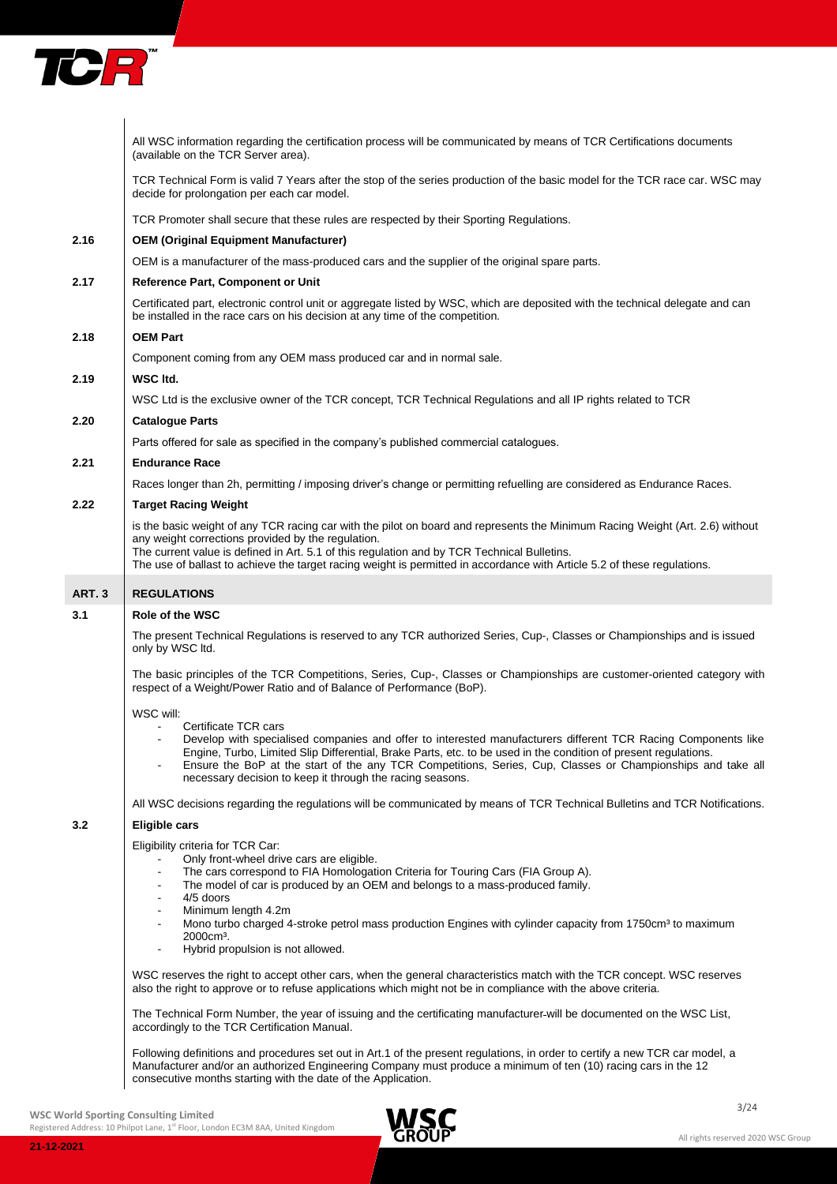All WSC information regarding the certification process will be communicated by means of TCR Certifications documents (available on the TCR Server area).

TCR Technical Form is valid 7 Years after the stop of the series production of the basic model for the TCR race car. WSC may decide for prolongation per each car model.

TCR Promoter shall secure that these rules are respected by their Sporting Regulations.

### 2.16 OEM (Original Equipment Manufacturer)

OEM is a manufacturer of the mass-produced cars and the supplier of the original spare parts.

### 2.17 Reference Part, Component or Unit

Certificated part, electronic control unit or aggregate listed by WSC, which are deposited with the technical delegate and can be installed in the race cars on his decision at any time of the competition.

### 2.18 OEM Part

Component coming from any OEM mass produced car and in normal sale.

### 2.19 WSC ltd.

WSC Ltd is the exclusive owner of the TCR concept, TCR Technical Regulations and all IP rights related to TCR

### 2.20 Catalogue Parts

Parts offered for sale as specified in the company's published commercial catalogues.

### 2.21 Endurance Race

Races longer than 2h, permitting / imposing driver's change or permitting refuelling are considered as Endurance Races.

### 2.22 Target Racing Weight

is the basic weight of any TCR racing car with the pilot on board and represents the Minimum Racing Weight (Art. 2.6) without any weight corrections provided by the regulation.
The current value is defined in Art. 5.1 of this regulation and by TCR Technical Bulletins.
The use of ballast to achieve the target racing weight is permitted in accordance with Article 5.2 of these regulations.

## ART. 3 REGULATIONS

### 3.1 Role of the WSC

The present Technical Regulations is reserved to any TCR authorized Series, Cup-, Classes or Championships and is issued only by WSC ltd.

The basic principles of the TCR Competitions, Series, Cup-, Classes or Championships are customer-oriented category with respect of a Weight/Power Ratio and of Balance of Performance (BoP).

WSC will:

- Certificate TCR cars
- Develop with specialised companies and offer to interested manufacturers different TCR Racing Components like Engine, Turbo, Limited Slip Differential, Brake Parts, etc. to be used in the condition of present regulations.
- Ensure the BoP at the start of the any TCR Competitions, Series, Cup, Classes or Championships and take all necessary decision to keep it through the racing seasons.

All WSC decisions regarding the regulations will be communicated by means of TCR Technical Bulletins and TCR Notifications.

### 3.2 Eligible cars

Eligibility criteria for TCR Car:

- Only front-wheel drive cars are eligible.
- The cars correspond to FIA Homologation Criteria for Touring Cars (FIA Group A).
- The model of car is produced by an OEM and belongs to a mass-produced family.
- 4/5 doors
- Minimum length 4.2m
- Mono turbo charged 4-stroke petrol mass production Engines with cylinder capacity from 1750cm³ to maximum 2000cm³.
- Hybrid propulsion is not allowed.

WSC reserves the right to accept other cars, when the general characteristics match with the TCR concept. WSC reserves also the right to approve or to refuse applications which might not be in compliance with the above criteria.

The Technical Form Number, the year of issuing and the certificating manufacturer will be documented on the WSC List, accordingly to the TCR Certification Manual.

Following definitions and procedures set out in Art.1 of the present regulations, in order to certify a new TCR car model, a Manufacturer and/or an authorized Engineering Company must produce a minimum of ten (10) racing cars in the 12 consecutive months starting with the date of the Application.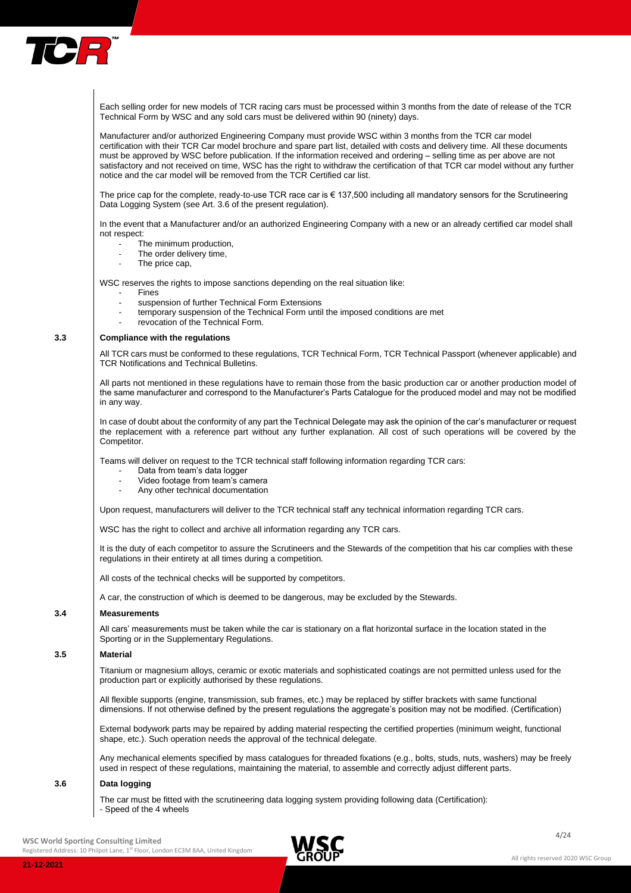Each selling order for new models of TCR racing cars must be processed within 3 months from the date of release of the TCR Technical Form by WSC and any sold cars must be delivered within 90 (ninety) days.

Manufacturer and/or authorized Engineering Company must provide WSC within 3 months from the TCR car model certification with their TCR Car model brochure and spare part list, detailed with costs and delivery time. All these documents must be approved by WSC before publication. If the information received and ordering – selling time as per above are not satisfactory and not received on time, WSC has the right to withdraw the certification of that TCR car model without any further notice and the car model will be removed from the TCR Certified car list.

The price cap for the complete, ready-to-use TCR race car is € 137,500 including all mandatory sensors for the Scrutineering Data Logging System (see Art. 3.6 of the present regulation).

In the event that a Manufacturer and/or an authorized Engineering Company with a new or an already certified car model shall not respect:

- The minimum production,
- The order delivery time,
- The price cap,

WSC reserves the rights to impose sanctions depending on the real situation like:

- Fines
- suspension of further Technical Form Extensions
- temporary suspension of the Technical Form until the imposed conditions are met
- revocation of the Technical Form.

## 3.3 Compliance with the regulations

All TCR cars must be conformed to these regulations, TCR Technical Form, TCR Technical Passport (whenever applicable) and TCR Notifications and Technical Bulletins.

All parts not mentioned in these regulations have to remain those from the basic production car or another production model of the same manufacturer and correspond to the Manufacturer's Parts Catalogue for the produced model and may not be modified in any way.

In case of doubt about the conformity of any part the Technical Delegate may ask the opinion of the car's manufacturer or request the replacement with a reference part without any further explanation. All cost of such operations will be covered by the Competitor.

Teams will deliver on request to the TCR technical staff following information regarding TCR cars:

- Data from team's data logger
- Video footage from team's camera
- Any other technical documentation

Upon request, manufacturers will deliver to the TCR technical staff any technical information regarding TCR cars.

WSC has the right to collect and archive all information regarding any TCR cars.

It is the duty of each competitor to assure the Scrutineers and the Stewards of the competition that his car complies with these regulations in their entirety at all times during a competition.

All costs of the technical checks will be supported by competitors.

A car, the construction of which is deemed to be dangerous, may be excluded by the Stewards.

## 3.4 Measurements

All cars' measurements must be taken while the car is stationary on a flat horizontal surface in the location stated in the Sporting or in the Supplementary Regulations.

## 3.5 Material

Titanium or magnesium alloys, ceramic or exotic materials and sophisticated coatings are not permitted unless used for the production part or explicitly authorised by these regulations.

All flexible supports (engine, transmission, sub frames, etc.) may be replaced by stiffer brackets with same functional dimensions. If not otherwise defined by the present regulations the aggregate's position may not be modified. (Certification)

External bodywork parts may be repaired by adding material respecting the certified properties (minimum weight, functional shape, etc.). Such operation needs the approval of the technical delegate.

Any mechanical elements specified by mass catalogues for threaded fixations (e.g., bolts, studs, nuts, washers) may be freely used in respect of these regulations, maintaining the material, to assemble and correctly adjust different parts.

## 3.6 Data logging

The car must be fitted with the scrutineering data logging system providing following data (Certification):
- Speed of the 4 wheels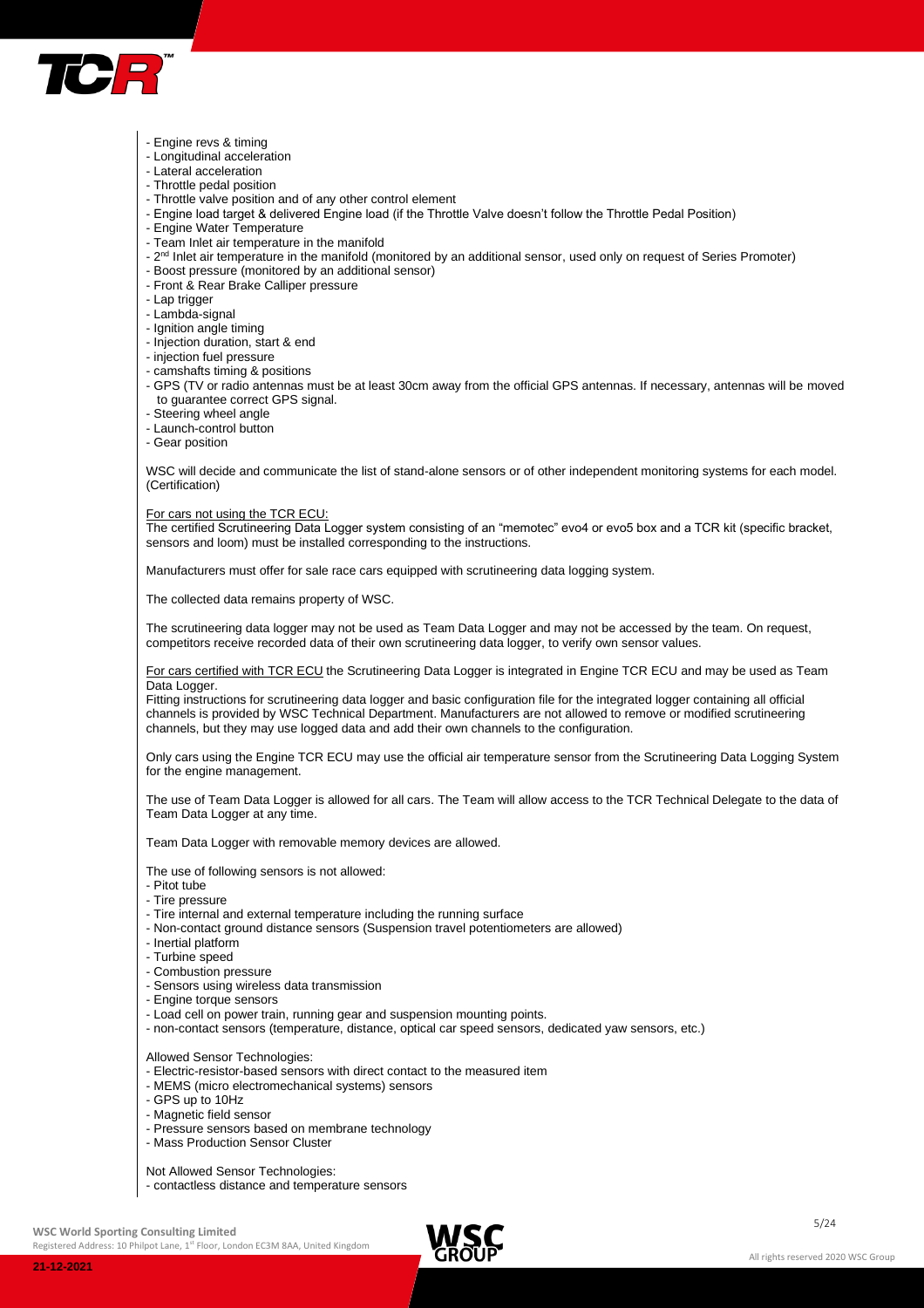- Engine revs & timing
- Longitudinal acceleration
- Lateral acceleration
- Throttle pedal position
- Throttle valve position and of any other control element
- Engine load target & delivered Engine load (if the Throttle Valve doesn't follow the Throttle Pedal Position)
- Engine Water Temperature
- Team Inlet air temperature in the manifold
- 2nd Inlet air temperature in the manifold (monitored by an additional sensor, used only on request of Series Promoter)
- Boost pressure (monitored by an additional sensor)
- Front & Rear Brake Calliper pressure
- Lap trigger
- Lambda-signal
- Ignition angle timing
- Injection duration, start & end
- injection fuel pressure
- camshafts timing & positions
- GPS (TV or radio antennas must be at least 30cm away from the official GPS antennas. If necessary, antennas will be moved to guarantee correct GPS signal.
- Steering wheel angle
- Launch-control button
- Gear position

WSC will decide and communicate the list of stand-alone sensors or of other independent monitoring systems for each model. (Certification)

For cars not using the TCR ECU:
The certified Scrutineering Data Logger system consisting of an "memotec" evo4 or evo5 box and a TCR kit (specific bracket, sensors and loom) must be installed corresponding to the instructions.

Manufacturers must offer for sale race cars equipped with scrutineering data logging system.

The collected data remains property of WSC.

The scrutineering data logger may not be used as Team Data Logger and may not be accessed by the team. On request, competitors receive recorded data of their own scrutineering data logger, to verify own sensor values.

For cars certified with TCR ECU the Scrutineering Data Logger is integrated in Engine TCR ECU and may be used as Team Data Logger.
Fitting instructions for scrutineering data logger and basic configuration file for the integrated logger containing all official channels is provided by WSC Technical Department. Manufacturers are not allowed to remove or modified scrutineering channels, but they may use logged data and add their own channels to the configuration.

Only cars using the Engine TCR ECU may use the official air temperature sensor from the Scrutineering Data Logging System for the engine management.

The use of Team Data Logger is allowed for all cars. The Team will allow access to the TCR Technical Delegate to the data of Team Data Logger at any time.

Team Data Logger with removable memory devices are allowed.

The use of following sensors is not allowed:
- Pitot tube
- Tire pressure
- Tire internal and external temperature including the running surface
- Non-contact ground distance sensors (Suspension travel potentiometers are allowed)
- Inertial platform
- Turbine speed
- Combustion pressure
- Sensors using wireless data transmission
- Engine torque sensors
- Load cell on power train, running gear and suspension mounting points.
- non-contact sensors (temperature, distance, optical car speed sensors, dedicated yaw sensors, etc.)

Allowed Sensor Technologies:
- Electric-resistor-based sensors with direct contact to the measured item
- MEMS (micro electromechanical systems) sensors
- GPS up to 10Hz
- Magnetic field sensor
- Pressure sensors based on membrane technology
- Mass Production Sensor Cluster

Not Allowed Sensor Technologies:
- contactless distance and temperature sensors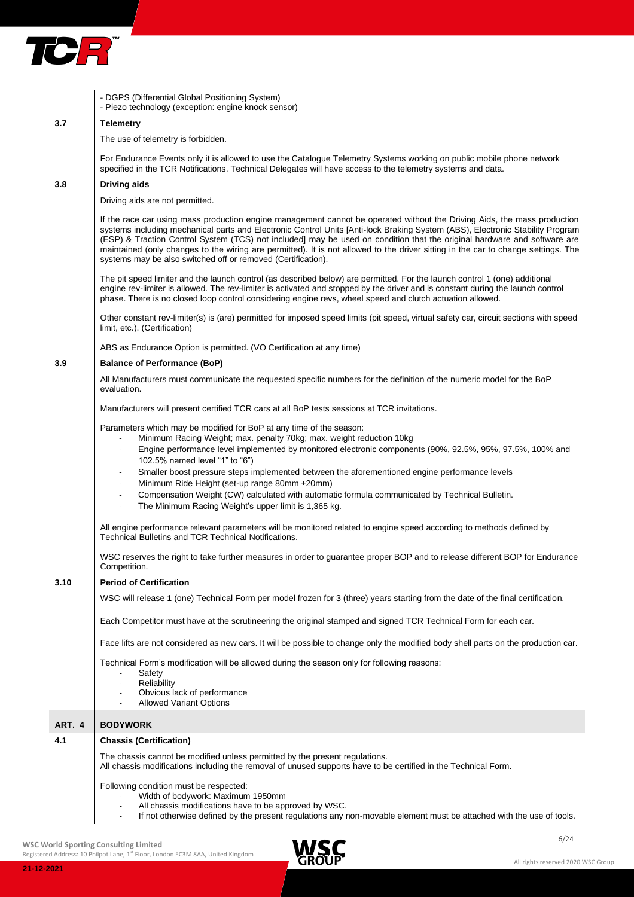- DGPS (Differential Global Positioning System)
- Piezo technology (exception: engine knock sensor)

### 3.7 Telemetry

The use of telemetry is forbidden.

For Endurance Events only it is allowed to use the Catalogue Telemetry Systems working on public mobile phone network specified in the TCR Notifications. Technical Delegates will have access to the telemetry systems and data.

### 3.8 Driving aids

Driving aids are not permitted.

If the race car using mass production engine management cannot be operated without the Driving Aids, the mass production systems including mechanical parts and Electronic Control Units [Anti-lock Braking System (ABS), Electronic Stability Program (ESP) & Traction Control System (TCS) not included] may be used on condition that the original hardware and software are maintained (only changes to the wiring are permitted). It is not allowed to the driver sitting in the car to change settings. The systems may be also switched off or removed (Certification).

The pit speed limiter and the launch control (as described below) are permitted. For the launch control 1 (one) additional engine rev-limiter is allowed. The rev-limiter is activated and stopped by the driver and is constant during the launch control phase. There is no closed loop control considering engine revs, wheel speed and clutch actuation allowed.

Other constant rev-limiter(s) is (are) permitted for imposed speed limits (pit speed, virtual safety car, circuit sections with speed limit, etc.). (Certification)

ABS as Endurance Option is permitted. (VO Certification at any time)

### 3.9 Balance of Performance (BoP)

All Manufacturers must communicate the requested specific numbers for the definition of the numeric model for the BoP evaluation.

Manufacturers will present certified TCR cars at all BoP tests sessions at TCR invitations.

Parameters which may be modified for BoP at any time of the season:

- Minimum Racing Weight; max. penalty 70kg; max. weight reduction 10kg
- Engine performance level implemented by monitored electronic components (90%, 92.5%, 95%, 97.5%, 100% and 102.5% named level "1" to "6")
- Smaller boost pressure steps implemented between the aforementioned engine performance levels
- Minimum Ride Height (set-up range 80mm ±20mm)
- Compensation Weight (CW) calculated with automatic formula communicated by Technical Bulletin.
- The Minimum Racing Weight's upper limit is 1,365 kg.

All engine performance relevant parameters will be monitored related to engine speed according to methods defined by Technical Bulletins and TCR Technical Notifications.

WSC reserves the right to take further measures in order to guarantee proper BOP and to release different BOP for Endurance Competition.

### 3.10 Period of Certification

WSC will release 1 (one) Technical Form per model frozen for 3 (three) years starting from the date of the final certification.

Each Competitor must have at the scrutineering the original stamped and signed TCR Technical Form for each car.

Face lifts are not considered as new cars. It will be possible to change only the modified body shell parts on the production car.

Technical Form's modification will be allowed during the season only for following reasons:

- Safety
- Reliability
- Obvious lack of performance
- Allowed Variant Options

## ART. 4 BODYWORK

### 4.1 Chassis (Certification)

The chassis cannot be modified unless permitted by the present regulations.
All chassis modifications including the removal of unused supports have to be certified in the Technical Form.

Following condition must be respected:

- Width of bodywork: Maximum 1950mm
- All chassis modifications have to be approved by WSC.
- If not otherwise defined by the present regulations any non-movable element must be attached with the use of tools.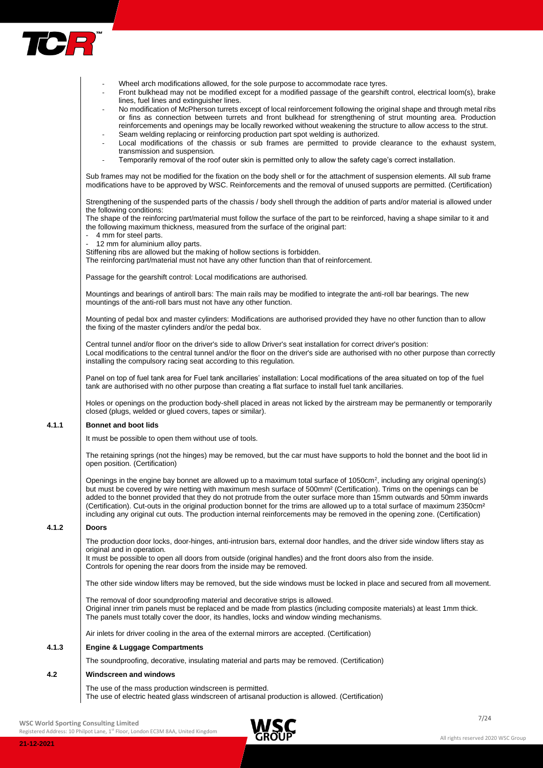- Wheel arch modifications allowed, for the sole purpose to accommodate race tyres.
- Front bulkhead may not be modified except for a modified passage of the gearshift control, electrical loom(s), brake lines, fuel lines and extinguisher lines.
- No modification of McPherson turrets except of local reinforcement following the original shape and through metal ribs or fins as connection between turrets and front bulkhead for strengthening of strut mounting area. Production reinforcements and openings may be locally reworked without weakening the structure to allow access to the strut.
- Seam welding replacing or reinforcing production part spot welding is authorized.
- Local modifications of the chassis or sub frames are permitted to provide clearance to the exhaust system, transmission and suspension.
- Temporarily removal of the roof outer skin is permitted only to allow the safety cage's correct installation.

Sub frames may not be modified for the fixation on the body shell or for the attachment of suspension elements. All sub frame modifications have to be approved by WSC. Reinforcements and the removal of unused supports are permitted. (Certification)

Strengthening of the suspended parts of the chassis / body shell through the addition of parts and/or material is allowed under the following conditions:
The shape of the reinforcing part/material must follow the surface of the part to be reinforced, having a shape similar to it and the following maximum thickness, measured from the surface of the original part:

- 4 mm for steel parts.
- 12 mm for aluminium alloy parts.

Stiffening ribs are allowed but the making of hollow sections is forbidden.
The reinforcing part/material must not have any other function than that of reinforcement.

Passage for the gearshift control: Local modifications are authorised.

Mountings and bearings of antiroll bars: The main rails may be modified to integrate the anti-roll bar bearings. The new mountings of the anti-roll bars must not have any other function.

Mounting of pedal box and master cylinders: Modifications are authorised provided they have no other function than to allow the fixing of the master cylinders and/or the pedal box.

Central tunnel and/or floor on the driver's side to allow Driver's seat installation for correct driver's position:
Local modifications to the central tunnel and/or the floor on the driver's side are authorised with no other purpose than correctly installing the compulsory racing seat according to this regulation.

Panel on top of fuel tank area for Fuel tank ancillaries' installation: Local modifications of the area situated on top of the fuel tank are authorised with no other purpose than creating a flat surface to install fuel tank ancillaries.

Holes or openings on the production body-shell placed in areas not licked by the airstream may be permanently or temporarily closed (plugs, welded or glued covers, tapes or similar).

### 4.1.1 Bonnet and boot lids

It must be possible to open them without use of tools.

The retaining springs (not the hinges) may be removed, but the car must have supports to hold the bonnet and the boot lid in open position. (Certification)

Openings in the engine bay bonnet are allowed up to a maximum total surface of 1050cm², including any original opening(s) but must be covered by wire netting with maximum mesh surface of 500mm² (Certification). Trims on the openings can be added to the bonnet provided that they do not protrude from the outer surface more than 15mm outwards and 50mm inwards (Certification). Cut-outs in the original production bonnet for the trims are allowed up to a total surface of maximum 2350cm² including any original cut outs. The production internal reinforcements may be removed in the opening zone. (Certification)

### 4.1.2 Doors

The production door locks, door-hinges, anti-intrusion bars, external door handles, and the driver side window lifters stay as original and in operation.
It must be possible to open all doors from outside (original handles) and the front doors also from the inside.
Controls for opening the rear doors from the inside may be removed.

The other side window lifters may be removed, but the side windows must be locked in place and secured from all movement.

The removal of door soundproofing material and decorative strips is allowed.
Original inner trim panels must be replaced and be made from plastics (including composite materials) at least 1mm thick.
The panels must totally cover the door, its handles, locks and window winding mechanisms.

Air inlets for driver cooling in the area of the external mirrors are accepted. (Certification)

### 4.1.3 Engine & Luggage Compartments

The soundproofing, decorative, insulating material and parts may be removed. (Certification)

## 4.2 Windscreen and windows

The use of the mass production windscreen is permitted.
The use of electric heated glass windscreen of artisanal production is allowed. (Certification)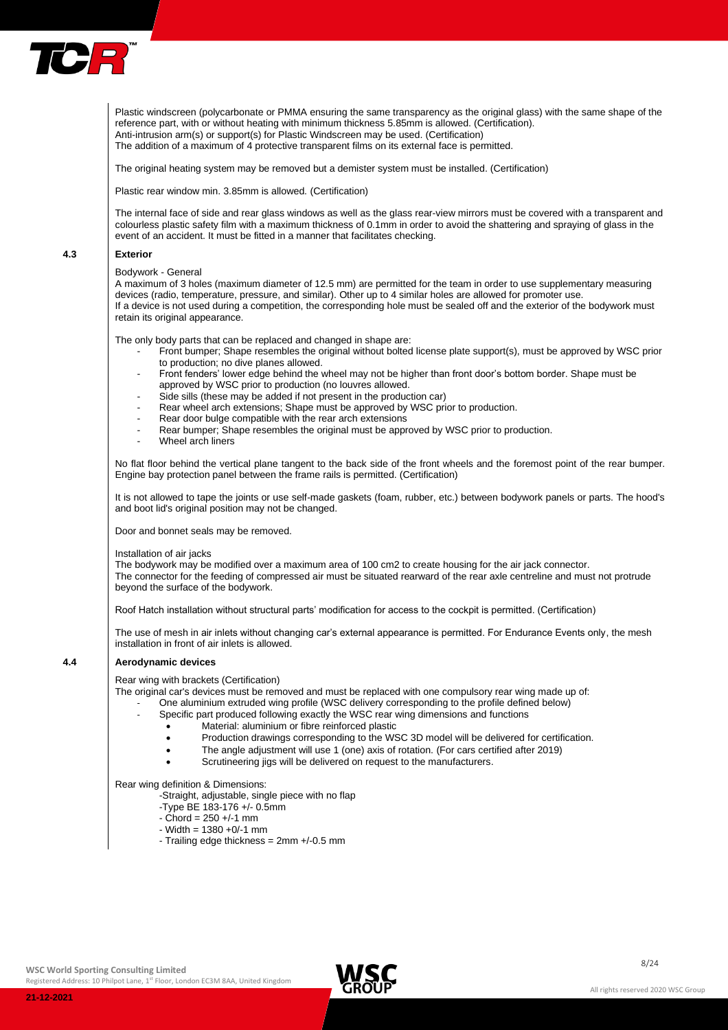Plastic windscreen (polycarbonate or PMMA ensuring the same transparency as the original glass) with the same shape of the reference part, with or without heating with minimum thickness 5.85mm is allowed. (Certification).
Anti-intrusion arm(s) or support(s) for Plastic Windscreen may be used. (Certification)
The addition of a maximum of 4 protective transparent films on its external face is permitted.

The original heating system may be removed but a demister system must be installed. (Certification)

Plastic rear window min. 3.85mm is allowed. (Certification)

The internal face of side and rear glass windows as well as the glass rear-view mirrors must be covered with a transparent and colourless plastic safety film with a maximum thickness of 0.1mm in order to avoid the shattering and spraying of glass in the event of an accident. It must be fitted in a manner that facilitates checking.

## 4.3 Exterior

Bodywork - General

A maximum of 3 holes (maximum diameter of 12.5 mm) are permitted for the team in order to use supplementary measuring devices (radio, temperature, pressure, and similar). Other up to 4 similar holes are allowed for promoter use.
If a device is not used during a competition, the corresponding hole must be sealed off and the exterior of the bodywork must retain its original appearance.

The only body parts that can be replaced and changed in shape are:

- Front bumper; Shape resembles the original without bolted license plate support(s), must be approved by WSC prior to production; no dive planes allowed.
- Front fenders' lower edge behind the wheel may not be higher than front door's bottom border. Shape must be approved by WSC prior to production (no louvres allowed.
- Side sills (these may be added if not present in the production car)
- Rear wheel arch extensions; Shape must be approved by WSC prior to production.
- Rear door bulge compatible with the rear arch extensions
- Rear bumper; Shape resembles the original must be approved by WSC prior to production.
- Wheel arch liners

No flat floor behind the vertical plane tangent to the back side of the front wheels and the foremost point of the rear bumper. Engine bay protection panel between the frame rails is permitted. (Certification)

It is not allowed to tape the joints or use self-made gaskets (foam, rubber, etc.) between bodywork panels or parts. The hood's and boot lid's original position may not be changed.

Door and bonnet seals may be removed.

Installation of air jacks

The bodywork may be modified over a maximum area of 100 cm2 to create housing for the air jack connector.
The connector for the feeding of compressed air must be situated rearward of the rear axle centreline and must not protrude beyond the surface of the bodywork.

Roof Hatch installation without structural parts' modification for access to the cockpit is permitted. (Certification)

The use of mesh in air inlets without changing car's external appearance is permitted. For Endurance Events only, the mesh installation in front of air inlets is allowed.

## 4.4 Aerodynamic devices

Rear wing with brackets (Certification)

The original car's devices must be removed and must be replaced with one compulsory rear wing made up of:

- One aluminium extruded wing profile (WSC delivery corresponding to the profile defined below)
- Specific part produced following exactly the WSC rear wing dimensions and functions
  - Material: aluminium or fibre reinforced plastic
  - Production drawings corresponding to the WSC 3D model will be delivered for certification.
  - The angle adjustment will use 1 (one) axis of rotation. (For cars certified after 2019)
  - Scrutineering jigs will be delivered on request to the manufacturers.

Rear wing definition & Dimensions:

-Straight, adjustable, single piece with no flap
-Type BE 183-176 +/- 0.5mm
- Chord = 250 +/-1 mm
- Width = 1380 +0/-1 mm
- Trailing edge thickness = 2mm +/-0.5 mm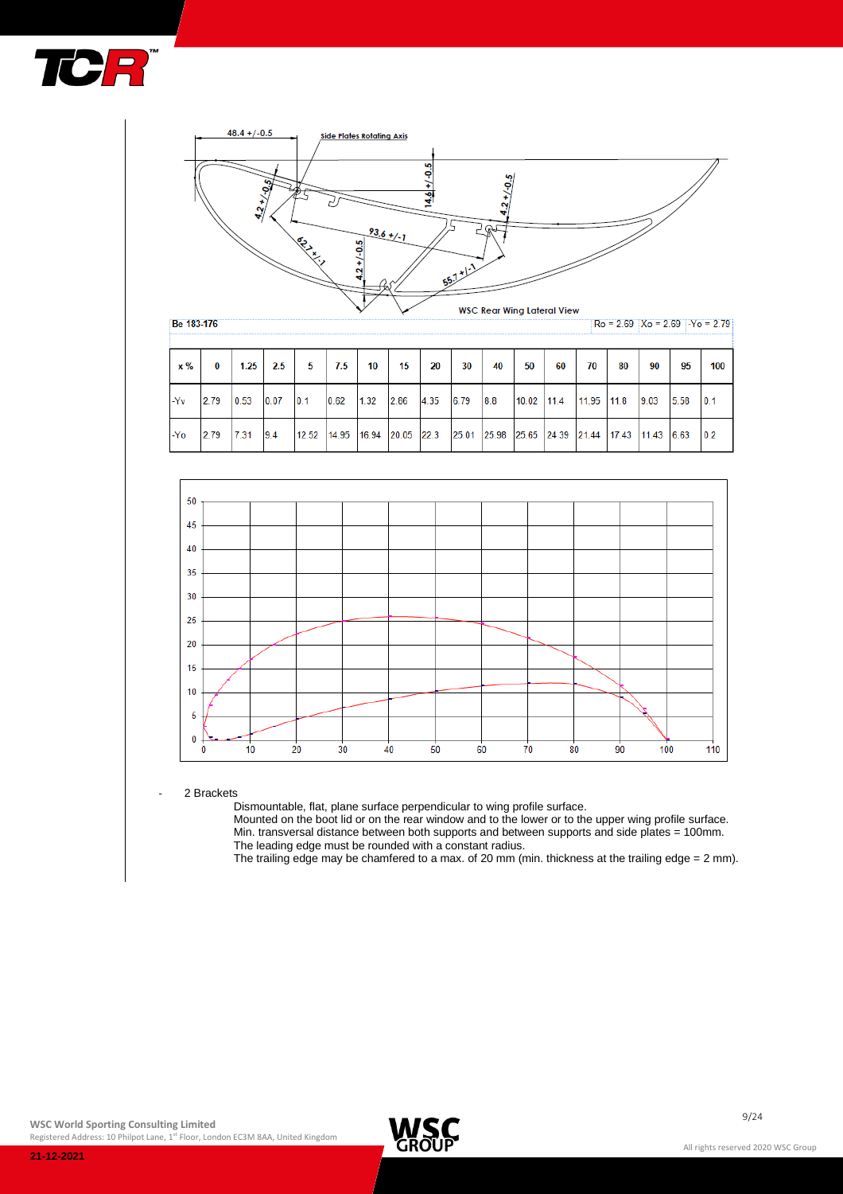Be 183-176

Ro = 2.69 | Xo = 2.69 | -Yo = 2.79

| x % | 0 | 1.25 | 2.5 | 5 | 7.5 | 10 | 15 | 20 | 30 | 40 | 50 | 60 | 70 | 80 | 90 | 95 | 100 |
|---|---|---|---|---|---|---|---|---|---|---|---|---|---|---|---|---|---|
| -Yv | 2.79 | 0.53 | 0.07 | 0.1 | 0.62 | 1.32 | 2.86 | 4.35 | 6.79 | 8.8 | 10.02 | 11.4 | 11.95 | 11.8 | 9.03 | 5.58 | 0.1 |
| -Yo | 2.79 | 7.31 | 9.4 | 12.52 | 14.95 | 16.94 | 20.05 | 22.3 | 25.01 | 25.98 | 25.65 | 24.39 | 21.44 | 17.43 | 11.43 | 6.63 | 0.2 |

- 2 Brackets

  Dismountable, flat, plane surface perpendicular to wing profile surface.
  Mounted on the boot lid or on the rear window and to the lower or to the upper wing profile surface.
  Min. transversal distance between both supports and between supports and side plates = 100mm.
  The leading edge must be rounded with a constant radius.
  The trailing edge may be chamfered to a max. of 20 mm (min. thickness at the trailing edge = 2 mm).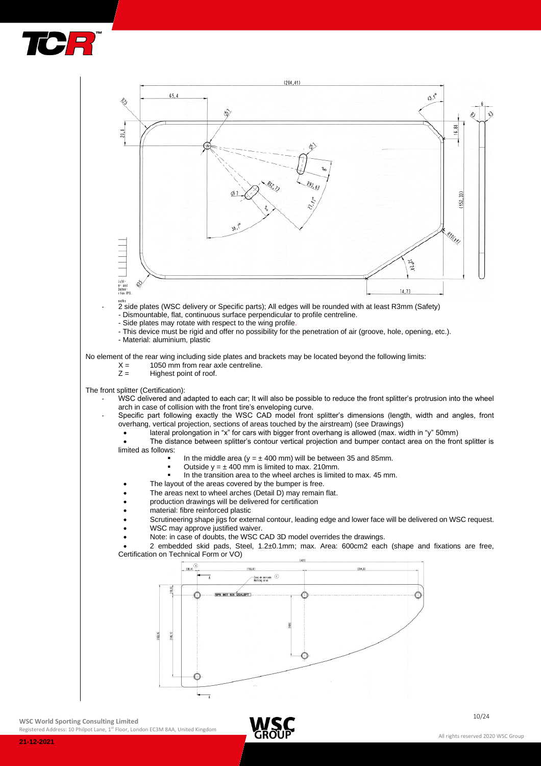- 2 side plates (WSC delivery or Specific parts); All edges will be rounded with at least R3mm (Safety)
  - Dismountable, flat, continuous surface perpendicular to profile centreline.
  - Side plates may rotate with respect to the wing profile.
  - This device must be rigid and offer no possibility for the penetration of air (groove, hole, opening, etc.).
  - Material: aluminium, plastic

No element of the rear wing including side plates and brackets may be located beyond the following limits:

X = 1050 mm from rear axle centreline.
Z = Highest point of roof.

The front splitter (Certification):

- WSC delivered and adapted to each car; It will also be possible to reduce the front splitter's protrusion into the wheel arch in case of collision with the front tire's enveloping curve.
- Specific part following exactly the WSC CAD model front splitter's dimensions (length, width and angles, front overhang, vertical projection, sections of areas touched by the airstream) (see Drawings)
  - lateral prolongation in "x" for cars with bigger front overhang is allowed (max. width in "y" 50mm)
  - The distance between splitter's contour vertical projection and bumper contact area on the front splitter is limited as follows:
    - In the middle area (y = ± 400 mm) will be between 35 and 85mm.
    - Outside y = ± 400 mm is limited to max. 210mm.
    - In the transition area to the wheel arches is limited to max. 45 mm.
  - The layout of the areas covered by the bumper is free.
  - The areas next to wheel arches (Detail D) may remain flat.
  - production drawings will be delivered for certification
  - material: fibre reinforced plastic
  - Scrutineering shape jigs for external contour, leading edge and lower face will be delivered on WSC request.
  - WSC may approve justified waiver.
  - Note: in case of doubts, the WSC CAD 3D model overrides the drawings.
  - 2 embedded skid pads, Steel, 1.2±0.1mm; max. Area: 600cm2 each (shape and fixations are free, Certification on Technical Form or VO)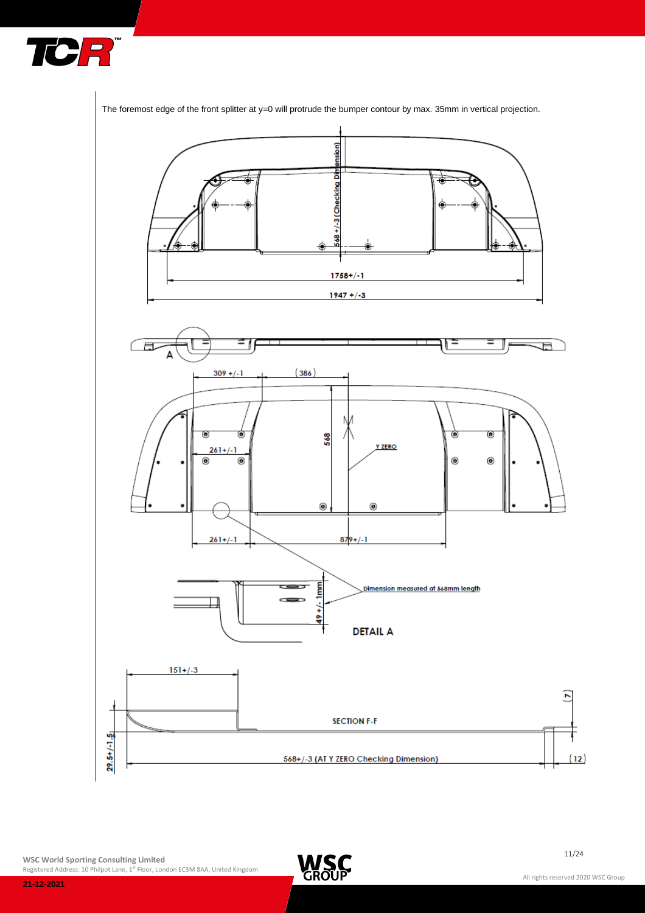The foremost edge of the front splitter at y=0 will protrude the bumper contour by max. 35mm in vertical projection.

568 +/-3 (Checking Dimension)

1758+/-1

1947 +/-3

A

309 +/-1

(386)

568

Y ZERO

261+/-1

261+/-1

879+/-1

Dimension measured at 568mm length

49 +/- 1mm

DETAIL A

151+/-3

(7)

SECTION F-F

29.5+/-1.5

568+/-3 (AT Y ZERO Checking Dimension)

(12)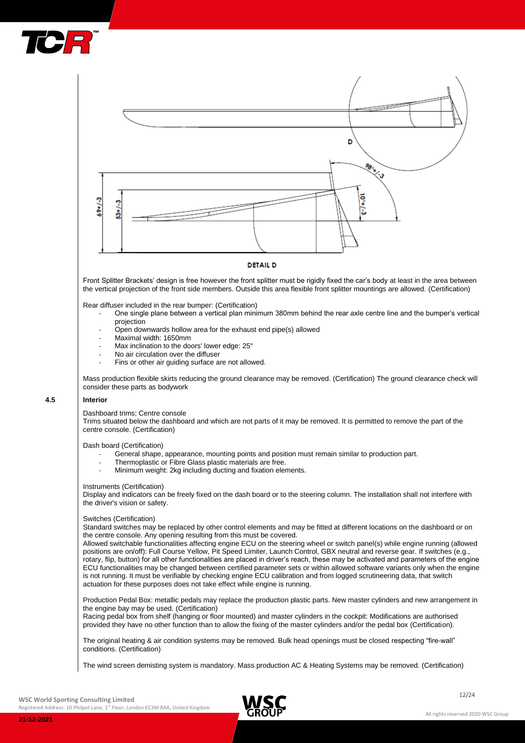DETAIL D

Front Splitter Brackets' design is free however the front splitter must be rigidly fixed the car's body at least in the area between the vertical projection of the front side members. Outside this area flexible front splitter mountings are allowed. (Certification)

Rear diffuser included in the rear bumper: (Certification)

- One single plane between a vertical plan minimum 380mm behind the rear axle centre line and the bumper's vertical projection
- Open downwards hollow area for the exhaust end pipe(s) allowed
- Maximal width: 1650mm
- Max inclination to the doors' lower edge: 25°
- No air circulation over the diffuser
- Fins or other air guiding surface are not allowed.

Mass production flexible skirts reducing the ground clearance may be removed. (Certification) The ground clearance check will consider these parts as bodywork

## 4.5 Interior

Dashboard trims; Centre console
Trims situated below the dashboard and which are not parts of it may be removed. It is permitted to remove the part of the centre console. (Certification)

Dash board (Certification)

- General shape, appearance, mounting points and position must remain similar to production part.
- Thermoplastic or Fibre Glass plastic materials are free.
- Minimum weight: 2kg including ducting and fixation elements.

Instruments (Certification)
Display and indicators can be freely fixed on the dash board or to the steering column. The installation shall not interfere with the driver's vision or safety.

Switches (Certification)
Standard switches may be replaced by other control elements and may be fitted at different locations on the dashboard or on the centre console. Any opening resulting from this must be covered.
Allowed switchable functionalities affecting engine ECU on the steering wheel or switch panel(s) while engine running (allowed positions are on/off): Full Course Yellow, Pit Speed Limiter, Launch Control, GBX neutral and reverse gear. If switches (e.g., rotary, flip, button) for all other functionalities are placed in driver's reach, these may be activated and parameters of the engine ECU functionalities may be changed between certified parameter sets or within allowed software variants only when the engine is not running. It must be verifiable by checking engine ECU calibration and from logged scrutineering data, that switch actuation for these purposes does not take effect while engine is running.

Production Pedal Box: metallic pedals may replace the production plastic parts. New master cylinders and new arrangement in the engine bay may be used. (Certification)
Racing pedal box from shelf (hanging or floor mounted) and master cylinders in the cockpit: Modifications are authorised provided they have no other function than to allow the fixing of the master cylinders and/or the pedal box (Certification).

The original heating & air condition systems may be removed. Bulk head openings must be closed respecting "fire-wall" conditions. (Certification)

The wind screen demisting system is mandatory. Mass production AC & Heating Systems may be removed. (Certification)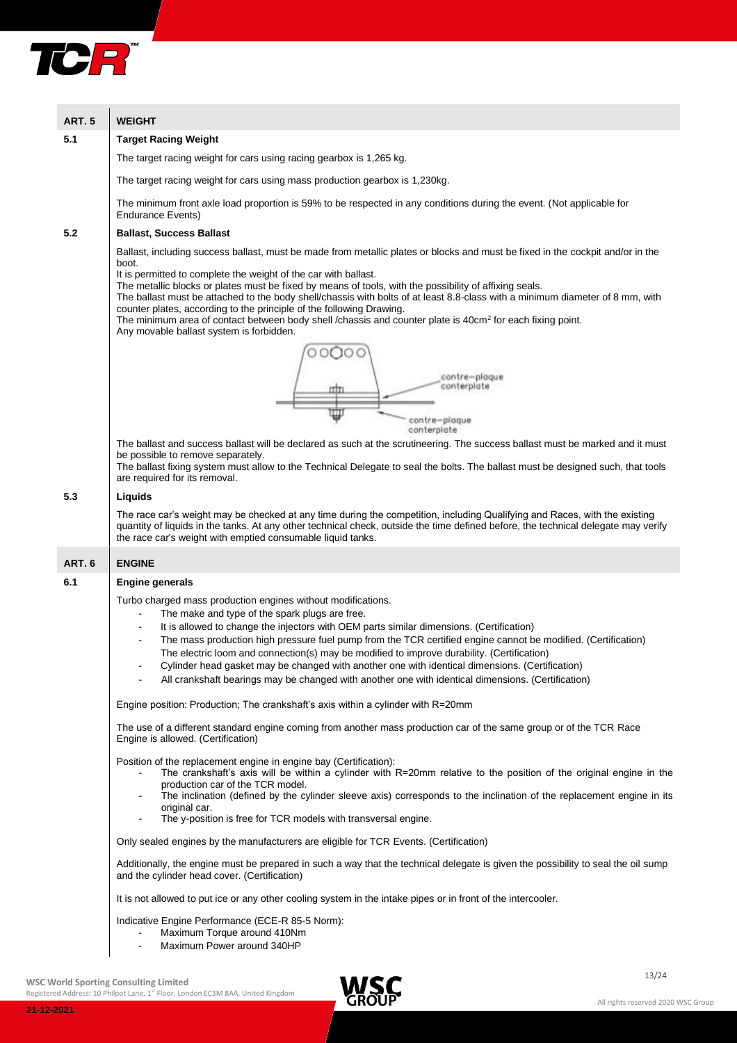## ART. 5 WEIGHT

### 5.1 Target Racing Weight

The target racing weight for cars using racing gearbox is 1,265 kg.

The target racing weight for cars using mass production gearbox is 1,230kg.

The minimum front axle load proportion is 59% to be respected in any conditions during the event. (Not applicable for Endurance Events)

### 5.2 Ballast, Success Ballast

Ballast, including success ballast, must be made from metallic plates or blocks and must be fixed in the cockpit and/or in the boot.
It is permitted to complete the weight of the car with ballast.
The metallic blocks or plates must be fixed by means of tools, with the possibility of affixing seals.
The ballast must be attached to the body shell/chassis with bolts of at least 8.8-class with a minimum diameter of 8 mm, with counter plates, according to the principle of the following Drawing.
The minimum area of contact between body shell /chassis and counter plate is 40cm² for each fixing point.
Any movable ballast system is forbidden.

contre-plaque
conterplate

contre-plaque
conterplate

The ballast and success ballast will be declared as such at the scrutineering. The success ballast must be marked and it must be possible to remove separately.
The ballast fixing system must allow to the Technical Delegate to seal the bolts. The ballast must be designed such, that tools are required for its removal.

### 5.3 Liquids

The race car's weight may be checked at any time during the competition, including Qualifying and Races, with the existing quantity of liquids in the tanks. At any other technical check, outside the time defined before, the technical delegate may verify the race car's weight with emptied consumable liquid tanks.

## ART. 6 ENGINE

### 6.1 Engine generals

Turbo charged mass production engines without modifications.

- The make and type of the spark plugs are free.
- It is allowed to change the injectors with OEM parts similar dimensions. (Certification)
- The mass production high pressure fuel pump from the TCR certified engine cannot be modified. (Certification)
  The electric loom and connection(s) may be modified to improve durability. (Certification)
- Cylinder head gasket may be changed with another one with identical dimensions. (Certification)
- All crankshaft bearings may be changed with another one with identical dimensions. (Certification)

Engine position: Production; The crankshaft's axis within a cylinder with R=20mm

The use of a different standard engine coming from another mass production car of the same group or of the TCR Race Engine is allowed. (Certification)

Position of the replacement engine in engine bay (Certification):

- The crankshaft's axis will be within a cylinder with R=20mm relative to the position of the original engine in the production car of the TCR model.
- The inclination (defined by the cylinder sleeve axis) corresponds to the inclination of the replacement engine in its original car.
- The y-position is free for TCR models with transversal engine.

Only sealed engines by the manufacturers are eligible for TCR Events. (Certification)

Additionally, the engine must be prepared in such a way that the technical delegate is given the possibility to seal the oil sump and the cylinder head cover. (Certification)

It is not allowed to put ice or any other cooling system in the intake pipes or in front of the intercooler.

Indicative Engine Performance (ECE-R 85-5 Norm):

- Maximum Torque around 410Nm
- Maximum Power around 340HP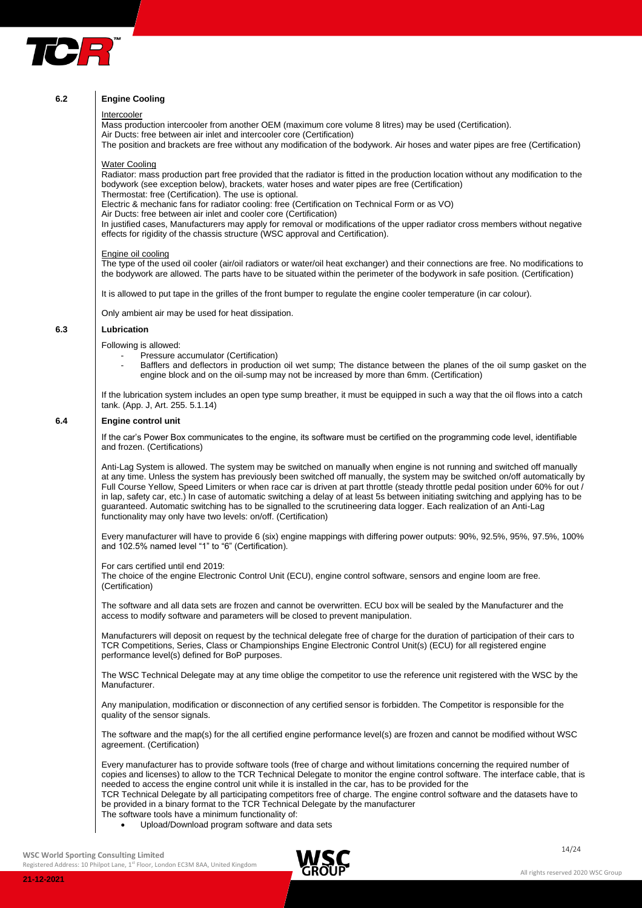## 6.2 Engine Cooling

Intercooler

Mass production intercooler from another OEM (maximum core volume 8 litres) may be used (Certification).
Air Ducts: free between air inlet and intercooler core (Certification)
The position and brackets are free without any modification of the bodywork. Air hoses and water pipes are free (Certification)

Water Cooling

Radiator: mass production part free provided that the radiator is fitted in the production location without any modification to the bodywork (see exception below), brackets, water hoses and water pipes are free (Certification)
Thermostat: free (Certification). The use is optional.
Electric & mechanic fans for radiator cooling: free (Certification on Technical Form or as VO)
Air Ducts: free between air inlet and cooler core (Certification)
In justified cases, Manufacturers may apply for removal or modifications of the upper radiator cross members without negative effects for rigidity of the chassis structure (WSC approval and Certification).

Engine oil cooling

The type of the used oil cooler (air/oil radiators or water/oil heat exchanger) and their connections are free. No modifications to the bodywork are allowed. The parts have to be situated within the perimeter of the bodywork in safe position. (Certification)

It is allowed to put tape in the grilles of the front bumper to regulate the engine cooler temperature (in car colour).

Only ambient air may be used for heat dissipation.

## 6.3 Lubrication

Following is allowed:

- Pressure accumulator (Certification)
- Bafflers and deflectors in production oil wet sump; The distance between the planes of the oil sump gasket on the engine block and on the oil-sump may not be increased by more than 6mm. (Certification)

If the lubrication system includes an open type sump breather, it must be equipped in such a way that the oil flows into a catch tank. (App. J, Art. 255. 5.1.14)

## 6.4 Engine control unit

If the car's Power Box communicates to the engine, its software must be certified on the programming code level, identifiable and frozen. (Certifications)

Anti-Lag System is allowed. The system may be switched on manually when engine is not running and switched off manually at any time. Unless the system has previously been switched off manually, the system may be switched on/off automatically by Full Course Yellow, Speed Limiters or when race car is driven at part throttle (steady throttle pedal position under 60% for out / in lap, safety car, etc.) In case of automatic switching a delay of at least 5s between initiating switching and applying has to be guaranteed. Automatic switching has to be signalled to the scrutineering data logger. Each realization of an Anti-Lag functionality may only have two levels: on/off. (Certification)

Every manufacturer will have to provide 6 (six) engine mappings with differing power outputs: 90%, 92.5%, 95%, 97.5%, 100% and 102.5% named level "1" to "6" (Certification).

For cars certified until end 2019:
The choice of the engine Electronic Control Unit (ECU), engine control software, sensors and engine loom are free. (Certification)

The software and all data sets are frozen and cannot be overwritten. ECU box will be sealed by the Manufacturer and the access to modify software and parameters will be closed to prevent manipulation.

Manufacturers will deposit on request by the technical delegate free of charge for the duration of participation of their cars to TCR Competitions, Series, Class or Championships Engine Electronic Control Unit(s) (ECU) for all registered engine performance level(s) defined for BoP purposes.

The WSC Technical Delegate may at any time oblige the competitor to use the reference unit registered with the WSC by the Manufacturer.

Any manipulation, modification or disconnection of any certified sensor is forbidden. The Competitor is responsible for the quality of the sensor signals.

The software and the map(s) for the all certified engine performance level(s) are frozen and cannot be modified without WSC agreement. (Certification)

Every manufacturer has to provide software tools (free of charge and without limitations concerning the required number of copies and licenses) to allow to the TCR Technical Delegate to monitor the engine control software. The interface cable, that is needed to access the engine control unit while it is installed in the car, has to be provided for the
TCR Technical Delegate by all participating competitors free of charge. The engine control software and the datasets have to be provided in a binary format to the TCR Technical Delegate by the manufacturer
The software tools have a minimum functionality of:

- Upload/Download program software and data sets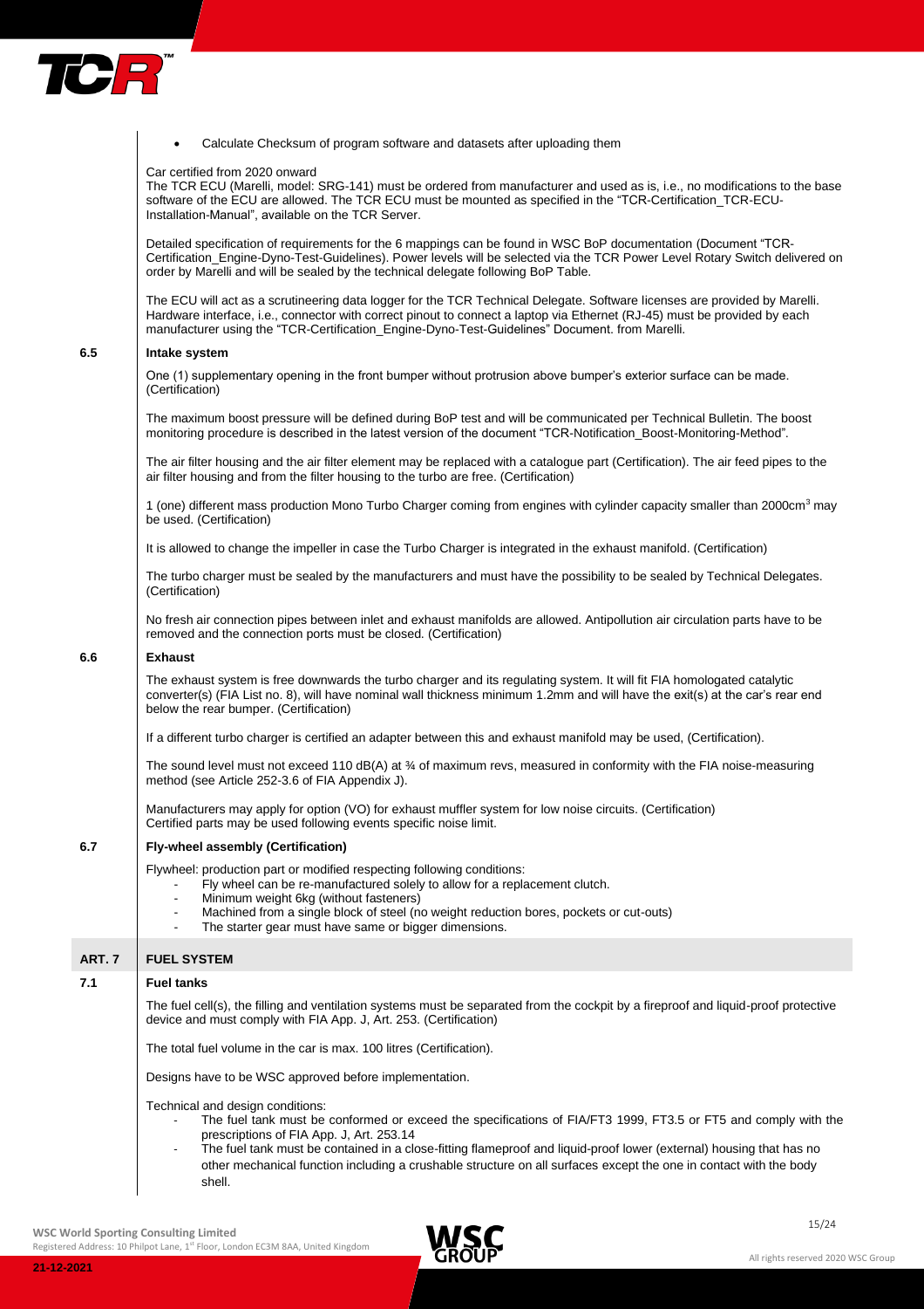- Calculate Checksum of program software and datasets after uploading them

Car certified from 2020 onward
The TCR ECU (Marelli, model: SRG-141) must be ordered from manufacturer and used as is, i.e., no modifications to the base software of the ECU are allowed. The TCR ECU must be mounted as specified in the "TCR-Certification_TCR-ECU-Installation-Manual", available on the TCR Server.

Detailed specification of requirements for the 6 mappings can be found in WSC BoP documentation (Document "TCR-Certification_Engine-Dyno-Test-Guidelines). Power levels will be selected via the TCR Power Level Rotary Switch delivered on order by Marelli and will be sealed by the technical delegate following BoP Table.

The ECU will act as a scrutineering data logger for the TCR Technical Delegate. Software licenses are provided by Marelli. Hardware interface, i.e., connector with correct pinout to connect a laptop via Ethernet (RJ-45) must be provided by each manufacturer using the "TCR-Certification_Engine-Dyno-Test-Guidelines" Document. from Marelli.

### 6.5 Intake system

One (1) supplementary opening in the front bumper without protrusion above bumper's exterior surface can be made. (Certification)

The maximum boost pressure will be defined during BoP test and will be communicated per Technical Bulletin. The boost monitoring procedure is described in the latest version of the document "TCR-Notification_Boost-Monitoring-Method".

The air filter housing and the air filter element may be replaced with a catalogue part (Certification). The air feed pipes to the air filter housing and from the filter housing to the turbo are free. (Certification)

1 (one) different mass production Mono Turbo Charger coming from engines with cylinder capacity smaller than 2000cm$^3$ may be used. (Certification)

It is allowed to change the impeller in case the Turbo Charger is integrated in the exhaust manifold. (Certification)

The turbo charger must be sealed by the manufacturers and must have the possibility to be sealed by Technical Delegates. (Certification)

No fresh air connection pipes between inlet and exhaust manifolds are allowed. Antipollution air circulation parts have to be removed and the connection ports must be closed. (Certification)

### 6.6 Exhaust

The exhaust system is free downwards the turbo charger and its regulating system. It will fit FIA homologated catalytic converter(s) (FIA List no. 8), will have nominal wall thickness minimum 1.2mm and will have the exit(s) at the car's rear end below the rear bumper. (Certification)

If a different turbo charger is certified an adapter between this and exhaust manifold may be used, (Certification).

The sound level must not exceed 110 dB(A) at ¾ of maximum revs, measured in conformity with the FIA noise-measuring method (see Article 252-3.6 of FIA Appendix J).

Manufacturers may apply for option (VO) for exhaust muffler system for low noise circuits. (Certification)
Certified parts may be used following events specific noise limit.

### 6.7 Fly-wheel assembly (Certification)

Flywheel: production part or modified respecting following conditions:

- Fly wheel can be re-manufactured solely to allow for a replacement clutch.
- Minimum weight 6kg (without fasteners)
- Machined from a single block of steel (no weight reduction bores, pockets or cut-outs)
- The starter gear must have same or bigger dimensions.

## ART. 7 FUEL SYSTEM

### 7.1 Fuel tanks

The fuel cell(s), the filling and ventilation systems must be separated from the cockpit by a fireproof and liquid-proof protective device and must comply with FIA App. J, Art. 253. (Certification)

The total fuel volume in the car is max. 100 litres (Certification).

Designs have to be WSC approved before implementation.

Technical and design conditions:

- The fuel tank must be conformed or exceed the specifications of FIA/FT3 1999, FT3.5 or FT5 and comply with the prescriptions of FIA App. J, Art. 253.14
- The fuel tank must be contained in a close-fitting flameproof and liquid-proof lower (external) housing that has no other mechanical function including a crushable structure on all surfaces except the one in contact with the body shell.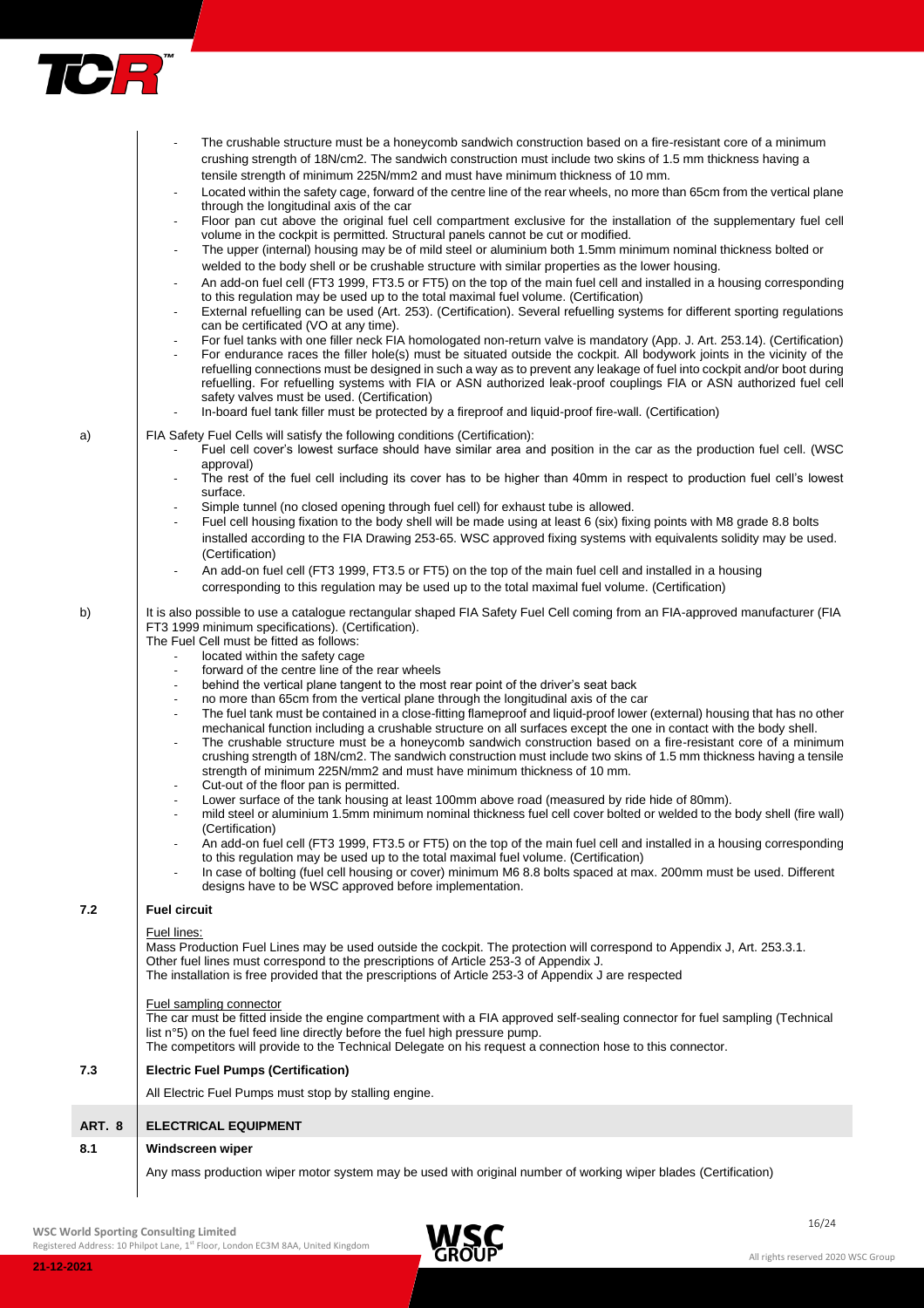- The crushable structure must be a honeycomb sandwich construction based on a fire-resistant core of a minimum crushing strength of 18N/cm2. The sandwich construction must include two skins of 1.5 mm thickness having a tensile strength of minimum 225N/mm2 and must have minimum thickness of 10 mm.
- Located within the safety cage, forward of the centre line of the rear wheels, no more than 65cm from the vertical plane through the longitudinal axis of the car
- Floor pan cut above the original fuel cell compartment exclusive for the installation of the supplementary fuel cell volume in the cockpit is permitted. Structural panels cannot be cut or modified.
- The upper (internal) housing may be of mild steel or aluminium both 1.5mm minimum nominal thickness bolted or welded to the body shell or be crushable structure with similar properties as the lower housing.
- An add-on fuel cell (FT3 1999, FT3.5 or FT5) on the top of the main fuel cell and installed in a housing corresponding to this regulation may be used up to the total maximal fuel volume. (Certification)
- External refuelling can be used (Art. 253). (Certification). Several refuelling systems for different sporting regulations can be certificated (VO at any time).
- For fuel tanks with one filler neck FIA homologated non-return valve is mandatory (App. J. Art. 253.14). (Certification)
- For endurance races the filler hole(s) must be situated outside the cockpit. All bodywork joints in the vicinity of the refuelling connections must be designed in such a way as to prevent any leakage of fuel into cockpit and/or boot during refuelling. For refuelling systems with FIA or ASN authorized leak-proof couplings FIA or ASN authorized fuel cell safety valves must be used. (Certification)
- In-board fuel tank filler must be protected by a fireproof and liquid-proof fire-wall. (Certification)

a) FIA Safety Fuel Cells will satisfy the following conditions (Certification):

- Fuel cell cover's lowest surface should have similar area and position in the car as the production fuel cell. (WSC approval)
- The rest of the fuel cell including its cover has to be higher than 40mm in respect to production fuel cell's lowest surface.
- Simple tunnel (no closed opening through fuel cell) for exhaust tube is allowed.
- Fuel cell housing fixation to the body shell will be made using at least 6 (six) fixing points with M8 grade 8.8 bolts installed according to the FIA Drawing 253-65. WSC approved fixing systems with equivalents solidity may be used. (Certification)
- An add-on fuel cell (FT3 1999, FT3.5 or FT5) on the top of the main fuel cell and installed in a housing corresponding to this regulation may be used up to the total maximal fuel volume. (Certification)

b) It is also possible to use a catalogue rectangular shaped FIA Safety Fuel Cell coming from an FIA-approved manufacturer (FIA FT3 1999 minimum specifications). (Certification).
The Fuel Cell must be fitted as follows:

- located within the safety cage
- forward of the centre line of the rear wheels
- behind the vertical plane tangent to the most rear point of the driver's seat back
- no more than 65cm from the vertical plane through the longitudinal axis of the car
- The fuel tank must be contained in a close-fitting flameproof and liquid-proof lower (external) housing that has no other mechanical function including a crushable structure on all surfaces except the one in contact with the body shell.
- The crushable structure must be a honeycomb sandwich construction based on a fire-resistant core of a minimum crushing strength of 18N/cm2. The sandwich construction must include two skins of 1.5 mm thickness having a tensile strength of minimum 225N/mm2 and must have minimum thickness of 10 mm.
- Cut-out of the floor pan is permitted.
- Lower surface of the tank housing at least 100mm above road (measured by ride hide of 80mm).
- mild steel or aluminium 1.5mm minimum nominal thickness fuel cell cover bolted or welded to the body shell (fire wall) (Certification)
- An add-on fuel cell (FT3 1999, FT3.5 or FT5) on the top of the main fuel cell and installed in a housing corresponding to this regulation may be used up to the total maximal fuel volume. (Certification)
- In case of bolting (fuel cell housing or cover) minimum M6 8.8 bolts spaced at max. 200mm must be used. Different designs have to be WSC approved before implementation.

## 7.2 Fuel circuit

Fuel lines:
Mass Production Fuel Lines may be used outside the cockpit. The protection will correspond to Appendix J, Art. 253.3.1.
Other fuel lines must correspond to the prescriptions of Article 253-3 of Appendix J.
The installation is free provided that the prescriptions of Article 253-3 of Appendix J are respected

Fuel sampling connector
The car must be fitted inside the engine compartment with a FIA approved self-sealing connector for fuel sampling (Technical list n°5) on the fuel feed line directly before the fuel high pressure pump.
The competitors will provide to the Technical Delegate on his request a connection hose to this connector.

## 7.3 Electric Fuel Pumps (Certification)

All Electric Fuel Pumps must stop by stalling engine.

# ART. 8 ELECTRICAL EQUIPMENT

## 8.1 Windscreen wiper

Any mass production wiper motor system may be used with original number of working wiper blades (Certification)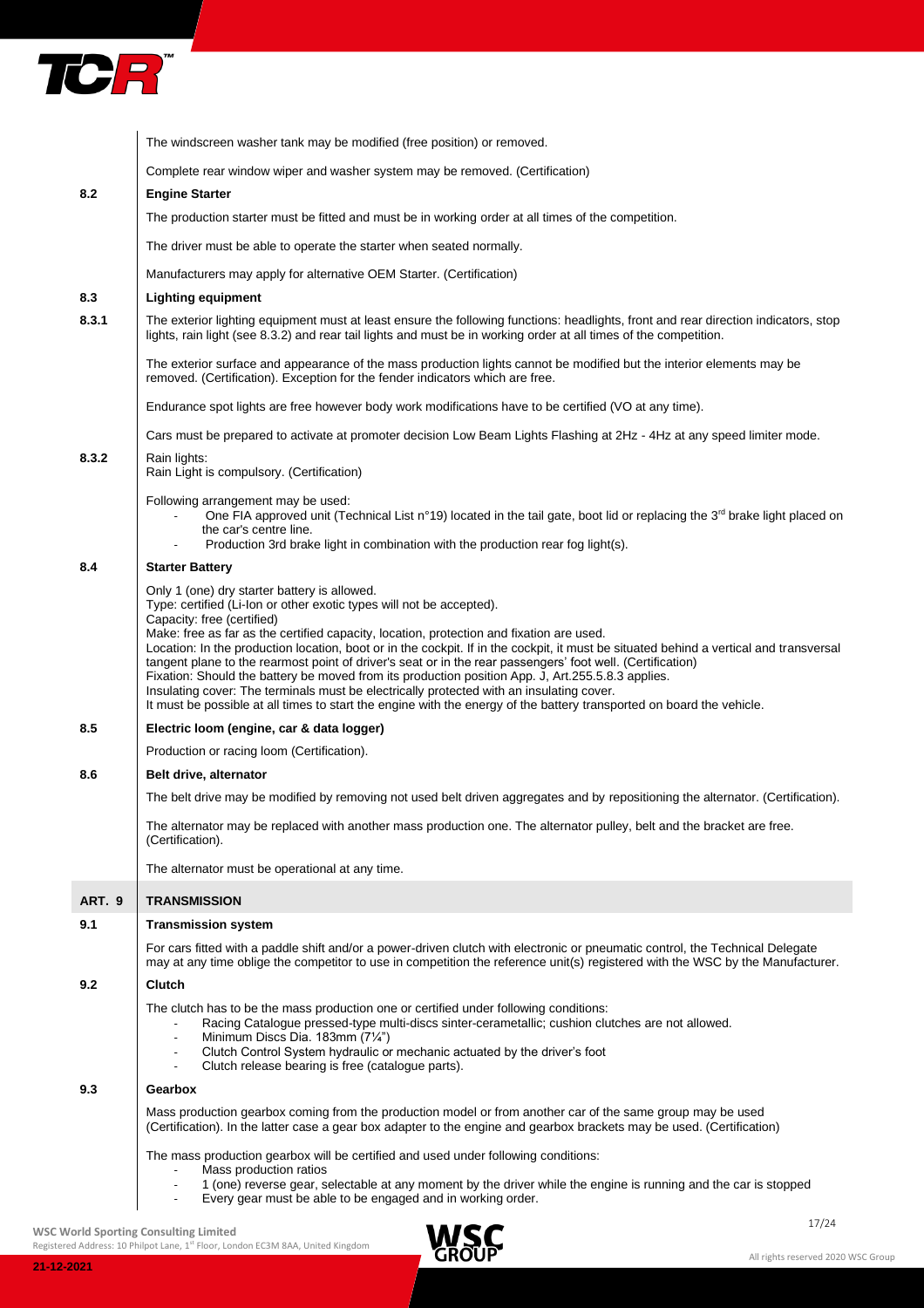The windscreen washer tank may be modified (free position) or removed.

Complete rear window wiper and washer system may be removed. (Certification)

### 8.2 Engine Starter

The production starter must be fitted and must be in working order at all times of the competition.

The driver must be able to operate the starter when seated normally.

Manufacturers may apply for alternative OEM Starter. (Certification)

### 8.3 Lighting equipment

**8.3.1** The exterior lighting equipment must at least ensure the following functions: headlights, front and rear direction indicators, stop lights, rain light (see 8.3.2) and rear tail lights and must be in working order at all times of the competition.

The exterior surface and appearance of the mass production lights cannot be modified but the interior elements may be removed. (Certification). Exception for the fender indicators which are free.

Endurance spot lights are free however body work modifications have to be certified (VO at any time).

Cars must be prepared to activate at promoter decision Low Beam Lights Flashing at 2Hz - 4Hz at any speed limiter mode.

**8.3.2** Rain lights:
Rain Light is compulsory. (Certification)

Following arrangement may be used:

- One FIA approved unit (Technical List n°19) located in the tail gate, boot lid or replacing the 3rd brake light placed on the car's centre line.
- Production 3rd brake light in combination with the production rear fog light(s).

### 8.4 Starter Battery

Only 1 (one) dry starter battery is allowed.
Type: certified (Li-Ion or other exotic types will not be accepted).
Capacity: free (certified)
Make: free as far as the certified capacity, location, protection and fixation are used.
Location: In the production location, boot or in the cockpit. If in the cockpit, it must be situated behind a vertical and transversal tangent plane to the rearmost point of driver's seat or in the rear passengers' foot well. (Certification)
Fixation: Should the battery be moved from its production position App. J, Art.255.5.8.3 applies.
Insulating cover: The terminals must be electrically protected with an insulating cover.
It must be possible at all times to start the engine with the energy of the battery transported on board the vehicle.

### 8.5 Electric loom (engine, car & data logger)

Production or racing loom (Certification).

### 8.6 Belt drive, alternator

The belt drive may be modified by removing not used belt driven aggregates and by repositioning the alternator. (Certification).

The alternator may be replaced with another mass production one. The alternator pulley, belt and the bracket are free. (Certification).

The alternator must be operational at any time.

## ART. 9 TRANSMISSION

### 9.1 Transmission system

For cars fitted with a paddle shift and/or a power-driven clutch with electronic or pneumatic control, the Technical Delegate may at any time oblige the competitor to use in competition the reference unit(s) registered with the WSC by the Manufacturer.

### 9.2 Clutch

The clutch has to be the mass production one or certified under following conditions:

- Racing Catalogue pressed-type multi-discs sinter-cerametallic; cushion clutches are not allowed.
- Minimum Discs Dia. 183mm (7¼")
- Clutch Control System hydraulic or mechanic actuated by the driver's foot
- Clutch release bearing is free (catalogue parts).

### 9.3 Gearbox

Mass production gearbox coming from the production model or from another car of the same group may be used (Certification). In the latter case a gear box adapter to the engine and gearbox brackets may be used. (Certification)

The mass production gearbox will be certified and used under following conditions:

- Mass production ratios
- 1 (one) reverse gear, selectable at any moment by the driver while the engine is running and the car is stopped
- Every gear must be able to be engaged and in working order.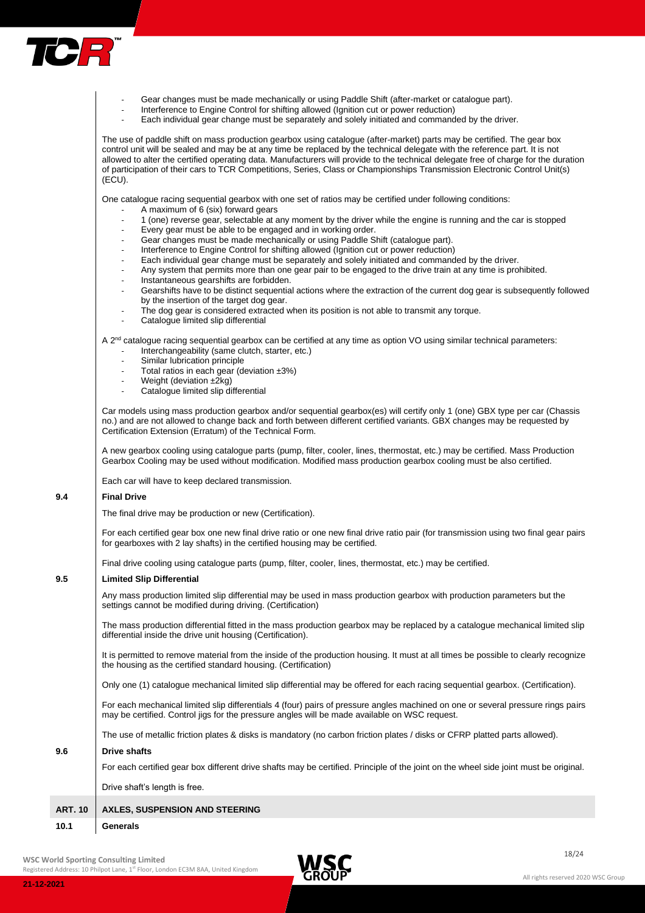- Gear changes must be made mechanically or using Paddle Shift (after-market or catalogue part).
- Interference to Engine Control for shifting allowed (Ignition cut or power reduction)
- Each individual gear change must be separately and solely initiated and commanded by the driver.

The use of paddle shift on mass production gearbox using catalogue (after-market) parts may be certified. The gear box control unit will be sealed and may be at any time be replaced by the technical delegate with the reference part. It is not allowed to alter the certified operating data. Manufacturers will provide to the technical delegate free of charge for the duration of participation of their cars to TCR Competitions, Series, Class or Championships Transmission Electronic Control Unit(s) (ECU).

One catalogue racing sequential gearbox with one set of ratios may be certified under following conditions:

- A maximum of 6 (six) forward gears
- 1 (one) reverse gear, selectable at any moment by the driver while the engine is running and the car is stopped
- Every gear must be able to be engaged and in working order.
- Gear changes must be made mechanically or using Paddle Shift (catalogue part).
- Interference to Engine Control for shifting allowed (Ignition cut or power reduction)
- Each individual gear change must be separately and solely initiated and commanded by the driver.
- Any system that permits more than one gear pair to be engaged to the drive train at any time is prohibited.
- Instantaneous gearshifts are forbidden.
- Gearshifts have to be distinct sequential actions where the extraction of the current dog gear is subsequently followed by the insertion of the target dog gear.
- The dog gear is considered extracted when its position is not able to transmit any torque.
- Catalogue limited slip differential

A 2nd catalogue racing sequential gearbox can be certified at any time as option VO using similar technical parameters:

- Interchangeability (same clutch, starter, etc.)
- Similar lubrication principle
- Total ratios in each gear (deviation ±3%)
- Weight (deviation ±2kg)
- Catalogue limited slip differential

Car models using mass production gearbox and/or sequential gearbox(es) will certify only 1 (one) GBX type per car (Chassis no.) and are not allowed to change back and forth between different certified variants. GBX changes may be requested by Certification Extension (Erratum) of the Technical Form.

A new gearbox cooling using catalogue parts (pump, filter, cooler, lines, thermostat, etc.) may be certified. Mass Production Gearbox Cooling may be used without modification. Modified mass production gearbox cooling must be also certified.

Each car will have to keep declared transmission.

### 9.4 Final Drive

The final drive may be production or new (Certification).

For each certified gear box one new final drive ratio or one new final drive ratio pair (for transmission using two final gear pairs for gearboxes with 2 lay shafts) in the certified housing may be certified.

Final drive cooling using catalogue parts (pump, filter, cooler, lines, thermostat, etc.) may be certified.

### 9.5 Limited Slip Differential

Any mass production limited slip differential may be used in mass production gearbox with production parameters but the settings cannot be modified during driving. (Certification)

The mass production differential fitted in the mass production gearbox may be replaced by a catalogue mechanical limited slip differential inside the drive unit housing (Certification).

It is permitted to remove material from the inside of the production housing. It must at all times be possible to clearly recognize the housing as the certified standard housing. (Certification)

Only one (1) catalogue mechanical limited slip differential may be offered for each racing sequential gearbox. (Certification).

For each mechanical limited slip differentials 4 (four) pairs of pressure angles machined on one or several pressure rings pairs may be certified. Control jigs for the pressure angles will be made available on WSC request.

The use of metallic friction plates & disks is mandatory (no carbon friction plates / disks or CFRP platted parts allowed).

### 9.6 Drive shafts

For each certified gear box different drive shafts may be certified. Principle of the joint on the wheel side joint must be original.

Drive shaft's length is free.

## ART. 10 AXLES, SUSPENSION AND STEERING

### 10.1 Generals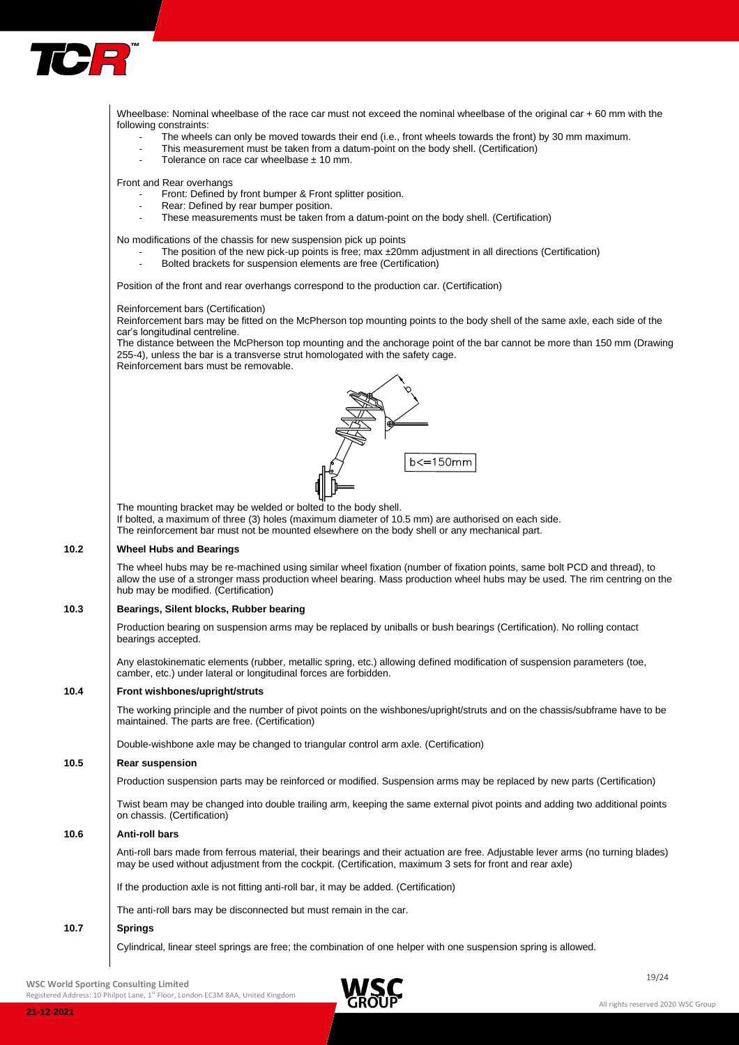Wheelbase: Nominal wheelbase of the race car must not exceed the nominal wheelbase of the original car + 60 mm with the following constraints:

- The wheels can only be moved towards their end (i.e., front wheels towards the front) by 30 mm maximum.
- This measurement must be taken from a datum-point on the body shell. (Certification)
- Tolerance on race car wheelbase ± 10 mm.

Front and Rear overhangs

- Front: Defined by front bumper & Front splitter position.
- Rear: Defined by rear bumper position.
- These measurements must be taken from a datum-point on the body shell. (Certification)

No modifications of the chassis for new suspension pick up points

- The position of the new pick-up points is free; max ±20mm adjustment in all directions (Certification)
- Bolted brackets for suspension elements are free (Certification)

Position of the front and rear overhangs correspond to the production car. (Certification)

Reinforcement bars (Certification)
Reinforcement bars may be fitted on the McPherson top mounting points to the body shell of the same axle, each side of the car's longitudinal centreline.
The distance between the McPherson top mounting and the anchorage point of the bar cannot be more than 150 mm (Drawing 255-4), unless the bar is a transverse strut homologated with the safety cage.
Reinforcement bars must be removable.

b<=150mm

The mounting bracket may be welded or bolted to the body shell.
If bolted, a maximum of three (3) holes (maximum diameter of 10.5 mm) are authorised on each side.
The reinforcement bar must not be mounted elsewhere on the body shell or any mechanical part.

## 10.2 Wheel Hubs and Bearings

The wheel hubs may be re-machined using similar wheel fixation (number of fixation points, same bolt PCD and thread), to allow the use of a stronger mass production wheel bearing. Mass production wheel hubs may be used. The rim centring on the hub may be modified. (Certification)

## 10.3 Bearings, Silent blocks, Rubber bearing

Production bearing on suspension arms may be replaced by uniballs or bush bearings (Certification). No rolling contact bearings accepted.

Any elastokinematic elements (rubber, metallic spring, etc.) allowing defined modification of suspension parameters (toe, camber, etc.) under lateral or longitudinal forces are forbidden.

## 10.4 Front wishbones/upright/struts

The working principle and the number of pivot points on the wishbones/upright/struts and on the chassis/subframe have to be maintained. The parts are free. (Certification)

Double-wishbone axle may be changed to triangular control arm axle. (Certification)

## 10.5 Rear suspension

Production suspension parts may be reinforced or modified. Suspension arms may be replaced by new parts (Certification)

Twist beam may be changed into double trailing arm, keeping the same external pivot points and adding two additional points on chassis. (Certification)

## 10.6 Anti-roll bars

Anti-roll bars made from ferrous material, their bearings and their actuation are free. Adjustable lever arms (no turning blades) may be used without adjustment from the cockpit. (Certification, maximum 3 sets for front and rear axle)

If the production axle is not fitting anti-roll bar, it may be added. (Certification)

The anti-roll bars may be disconnected but must remain in the car.

## 10.7 Springs

Cylindrical, linear steel springs are free; the combination of one helper with one suspension spring is allowed.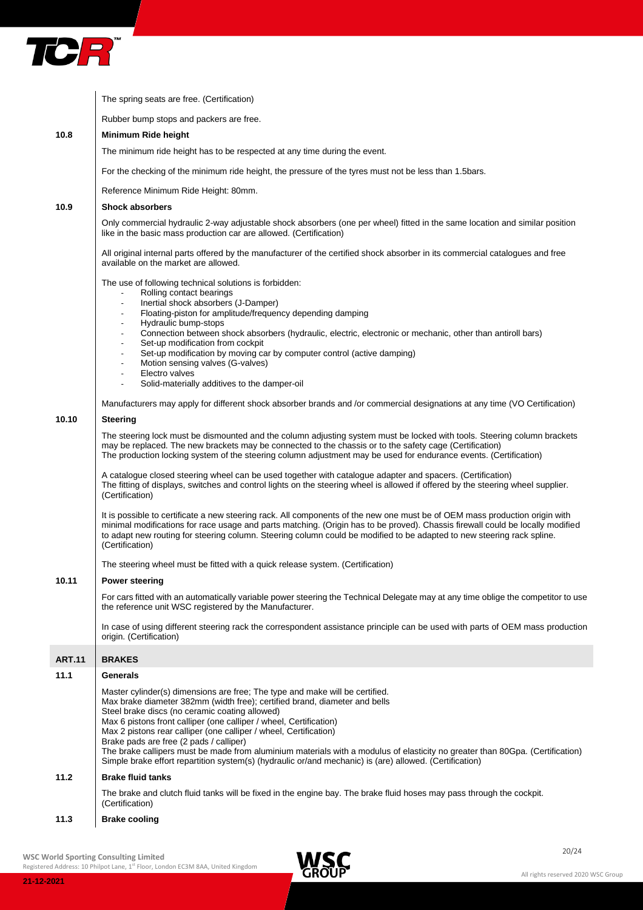The spring seats are free. (Certification)

Rubber bump stops and packers are free.

### 10.8 Minimum Ride height

The minimum ride height has to be respected at any time during the event.

For the checking of the minimum ride height, the pressure of the tyres must not be less than 1.5bars.

Reference Minimum Ride Height: 80mm.

### 10.9 Shock absorbers

Only commercial hydraulic 2-way adjustable shock absorbers (one per wheel) fitted in the same location and similar position like in the basic mass production car are allowed. (Certification)

All original internal parts offered by the manufacturer of the certified shock absorber in its commercial catalogues and free available on the market are allowed.

The use of following technical solutions is forbidden:

- Rolling contact bearings
- Inertial shock absorbers (J-Damper)
- Floating-piston for amplitude/frequency depending damping
- Hydraulic bump-stops
- Connection between shock absorbers (hydraulic, electric, electronic or mechanic, other than antiroll bars)
- Set-up modification from cockpit
- Set-up modification by moving car by computer control (active damping)
- Motion sensing valves (G-valves)
- Electro valves
- Solid-materially additives to the damper-oil

Manufacturers may apply for different shock absorber brands and /or commercial designations at any time (VO Certification)

### 10.10 Steering

The steering lock must be dismounted and the column adjusting system must be locked with tools. Steering column brackets may be replaced. The new brackets may be connected to the chassis or to the safety cage (Certification)
The production locking system of the steering column adjustment may be used for endurance events. (Certification)

A catalogue closed steering wheel can be used together with catalogue adapter and spacers. (Certification)
The fitting of displays, switches and control lights on the steering wheel is allowed if offered by the steering wheel supplier. (Certification)

It is possible to certificate a new steering rack. All components of the new one must be of OEM mass production origin with minimal modifications for race usage and parts matching. (Origin has to be proved). Chassis firewall could be locally modified to adapt new routing for steering column. Steering column could be modified to be adapted to new steering rack spline. (Certification)

The steering wheel must be fitted with a quick release system. (Certification)

### 10.11 Power steering

For cars fitted with an automatically variable power steering the Technical Delegate may at any time oblige the competitor to use the reference unit WSC registered by the Manufacturer.

In case of using different steering rack the correspondent assistance principle can be used with parts of OEM mass production origin. (Certification)

## ART.11 BRAKES

### 11.1 Generals

Master cylinder(s) dimensions are free; The type and make will be certified.
Max brake diameter 382mm (width free); certified brand, diameter and bells
Steel brake discs (no ceramic coating allowed)
Max 6 pistons front calliper (one calliper / wheel, Certification)
Max 2 pistons rear calliper (one calliper / wheel, Certification)
Brake pads are free (2 pads / calliper)
The brake callipers must be made from aluminium materials with a modulus of elasticity no greater than 80Gpa. (Certification)
Simple brake effort repartition system(s) (hydraulic or/and mechanic) is (are) allowed. (Certification)

### 11.2 Brake fluid tanks

The brake and clutch fluid tanks will be fixed in the engine bay. The brake fluid hoses may pass through the cockpit. (Certification)

### 11.3 Brake cooling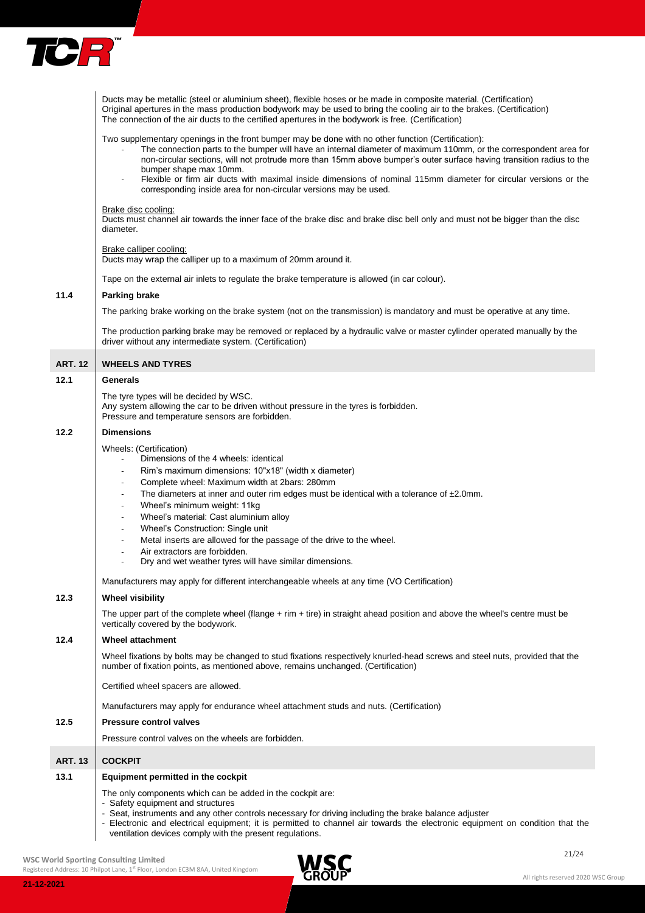Ducts may be metallic (steel or aluminium sheet), flexible hoses or be made in composite material. (Certification)
Original apertures in the mass production bodywork may be used to bring the cooling air to the brakes. (Certification)
The connection of the air ducts to the certified apertures in the bodywork is free. (Certification)

Two supplementary openings in the front bumper may be done with no other function (Certification):

- The connection parts to the bumper will have an internal diameter of maximum 110mm, or the correspondent area for non-circular sections, will not protrude more than 15mm above bumper's outer surface having transition radius to the bumper shape max 10mm.
- Flexible or firm air ducts with maximal inside dimensions of nominal 115mm diameter for circular versions or the corresponding inside area for non-circular versions may be used.

Brake disc cooling:
Ducts must channel air towards the inner face of the brake disc and brake disc bell only and must not be bigger than the disc diameter.

Brake calliper cooling:
Ducts may wrap the calliper up to a maximum of 20mm around it.

Tape on the external air inlets to regulate the brake temperature is allowed (in car colour).

### 11.4 Parking brake

The parking brake working on the brake system (not on the transmission) is mandatory and must be operative at any time.

The production parking brake may be removed or replaced by a hydraulic valve or master cylinder operated manually by the driver without any intermediate system. (Certification)

## ART. 12 WHEELS AND TYRES

### 12.1 Generals

The tyre types will be decided by WSC.
Any system allowing the car to be driven without pressure in the tyres is forbidden.
Pressure and temperature sensors are forbidden.

### 12.2 Dimensions

Wheels: (Certification)

- Dimensions of the 4 wheels: identical
- Rim's maximum dimensions: 10"x18" (width x diameter)
- Complete wheel: Maximum width at 2bars: 280mm
- The diameters at inner and outer rim edges must be identical with a tolerance of ±2.0mm.
- Wheel's minimum weight: 11kg
- Wheel's material: Cast aluminium alloy
- Wheel's Construction: Single unit
- Metal inserts are allowed for the passage of the drive to the wheel.
- Air extractors are forbidden.
- Dry and wet weather tyres will have similar dimensions.

Manufacturers may apply for different interchangeable wheels at any time (VO Certification)

### 12.3 Wheel visibility

The upper part of the complete wheel (flange + rim + tire) in straight ahead position and above the wheel's centre must be vertically covered by the bodywork.

### 12.4 Wheel attachment

Wheel fixations by bolts may be changed to stud fixations respectively knurled-head screws and steel nuts, provided that the number of fixation points, as mentioned above, remains unchanged. (Certification)

Certified wheel spacers are allowed.

Manufacturers may apply for endurance wheel attachment studs and nuts. (Certification)

### 12.5 Pressure control valves

Pressure control valves on the wheels are forbidden.

## ART. 13 COCKPIT

### 13.1 Equipment permitted in the cockpit

The only components which can be added in the cockpit are:

- Safety equipment and structures
- Seat, instruments and any other controls necessary for driving including the brake balance adjuster
- Electronic and electrical equipment; it is permitted to channel air towards the electronic equipment on condition that the ventilation devices comply with the present regulations.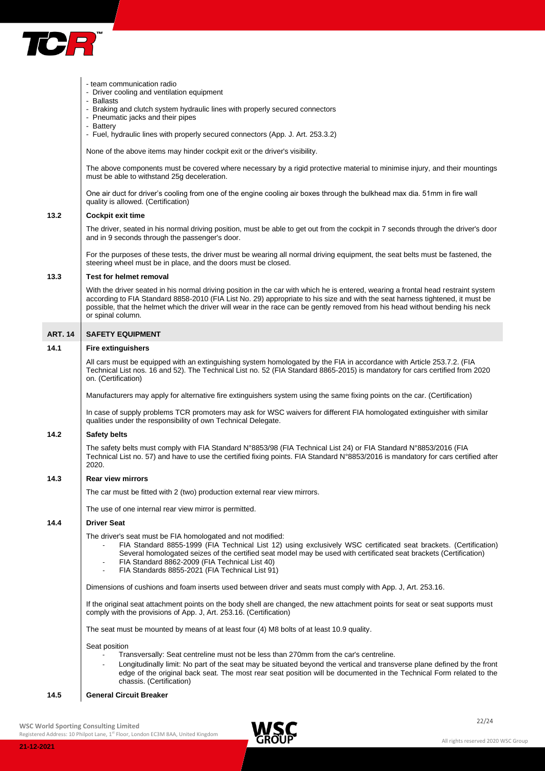- team communication radio
- Driver cooling and ventilation equipment
- Ballasts
- Braking and clutch system hydraulic lines with properly secured connectors
- Pneumatic jacks and their pipes
- Battery
- Fuel, hydraulic lines with properly secured connectors (App. J. Art. 253.3.2)

None of the above items may hinder cockpit exit or the driver's visibility.

The above components must be covered where necessary by a rigid protective material to minimise injury, and their mountings must be able to withstand 25g deceleration.

One air duct for driver's cooling from one of the engine cooling air boxes through the bulkhead max dia. 51mm in fire wall quality is allowed. (Certification)

### 13.2 Cockpit exit time

The driver, seated in his normal driving position, must be able to get out from the cockpit in 7 seconds through the driver's door and in 9 seconds through the passenger's door.

For the purposes of these tests, the driver must be wearing all normal driving equipment, the seat belts must be fastened, the steering wheel must be in place, and the doors must be closed.

### 13.3 Test for helmet removal

With the driver seated in his normal driving position in the car with which he is entered, wearing a frontal head restraint system according to FIA Standard 8858-2010 (FIA List No. 29) appropriate to his size and with the seat harness tightened, it must be possible, that the helmet which the driver will wear in the race can be gently removed from his head without bending his neck or spinal column.

## ART. 14 SAFETY EQUIPMENT

### 14.1 Fire extinguishers

All cars must be equipped with an extinguishing system homologated by the FIA in accordance with Article 253.7.2. (FIA Technical List nos. 16 and 52). The Technical List no. 52 (FIA Standard 8865-2015) is mandatory for cars certified from 2020 on. (Certification)

Manufacturers may apply for alternative fire extinguishers system using the same fixing points on the car. (Certification)

In case of supply problems TCR promoters may ask for WSC waivers for different FIA homologated extinguisher with similar qualities under the responsibility of own Technical Delegate.

### 14.2 Safety belts

The safety belts must comply with FIA Standard N°8853/98 (FIA Technical List 24) or FIA Standard N°8853/2016 (FIA Technical List no. 57) and have to use the certified fixing points. FIA Standard N°8853/2016 is mandatory for cars certified after 2020.

### 14.3 Rear view mirrors

The car must be fitted with 2 (two) production external rear view mirrors.

The use of one internal rear view mirror is permitted.

### 14.4 Driver Seat

The driver's seat must be FIA homologated and not modified:

- FIA Standard 8855-1999 (FIA Technical List 12) using exclusively WSC certificated seat brackets. (Certification) Several homologated seizes of the certified seat model may be used with certificated seat brackets (Certification)
- FIA Standard 8862-2009 (FIA Technical List 40)
- FIA Standards 8855-2021 (FIA Technical List 91)

Dimensions of cushions and foam inserts used between driver and seats must comply with App. J, Art. 253.16.

If the original seat attachment points on the body shell are changed, the new attachment points for seat or seat supports must comply with the provisions of App. J, Art. 253.16. (Certification)

The seat must be mounted by means of at least four (4) M8 bolts of at least 10.9 quality.

Seat position

- Transversally: Seat centreline must not be less than 270mm from the car's centreline.
- Longitudinally limit: No part of the seat may be situated beyond the vertical and transverse plane defined by the front edge of the original back seat. The most rear seat position will be documented in the Technical Form related to the chassis. (Certification)

### 14.5 General Circuit Breaker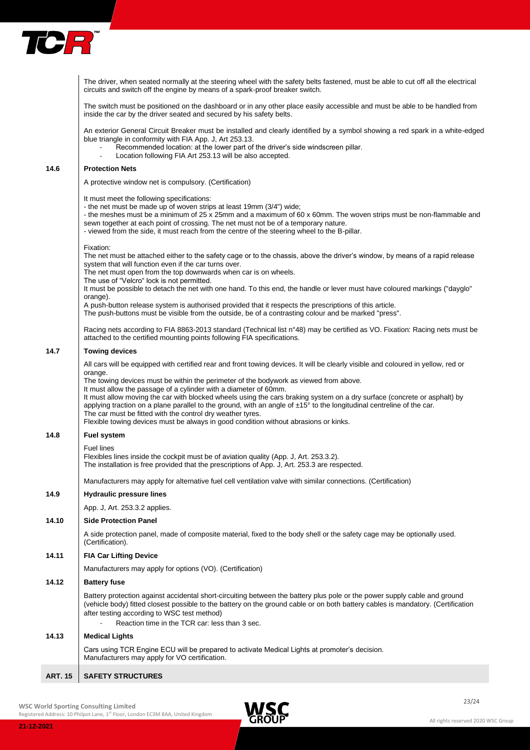The driver, when seated normally at the steering wheel with the safety belts fastened, must be able to cut off all the electrical circuits and switch off the engine by means of a spark-proof breaker switch.

The switch must be positioned on the dashboard or in any other place easily accessible and must be able to be handled from inside the car by the driver seated and secured by his safety belts.

An exterior General Circuit Breaker must be installed and clearly identified by a symbol showing a red spark in a white-edged blue triangle in conformity with FIA App. J, Art 253.13.

- Recommended location: at the lower part of the driver's side windscreen pillar.
- Location following FIA Art 253.13 will be also accepted.

### 14.6 Protection Nets

A protective window net is compulsory. (Certification)

It must meet the following specifications:
- the net must be made up of woven strips at least 19mm (3/4") wide;
- the meshes must be a minimum of 25 x 25mm and a maximum of 60 x 60mm. The woven strips must be non-flammable and sewn together at each point of crossing. The net must not be of a temporary nature.
- viewed from the side, it must reach from the centre of the steering wheel to the B-pillar.

Fixation:
The net must be attached either to the safety cage or to the chassis, above the driver's window, by means of a rapid release system that will function even if the car turns over.
The net must open from the top downwards when car is on wheels.
The use of "Velcro" lock is not permitted.
It must be possible to detach the net with one hand. To this end, the handle or lever must have coloured markings ("dayglo" orange).
A push-button release system is authorised provided that it respects the prescriptions of this article.
The push-buttons must be visible from the outside, be of a contrasting colour and be marked "press".

Racing nets according to FIA 8863-2013 standard (Technical list n°48) may be certified as VO. Fixation: Racing nets must be attached to the certified mounting points following FIA specifications.

### 14.7 Towing devices

All cars will be equipped with certified rear and front towing devices. It will be clearly visible and coloured in yellow, red or orange.
The towing devices must be within the perimeter of the bodywork as viewed from above.
It must allow the passage of a cylinder with a diameter of 60mm.
It must allow moving the car with blocked wheels using the cars braking system on a dry surface (concrete or asphalt) by applying traction on a plane parallel to the ground, with an angle of ±15° to the longitudinal centreline of the car.
The car must be fitted with the control dry weather tyres.
Flexible towing devices must be always in good condition without abrasions or kinks.

### 14.8 Fuel system

Fuel lines
Flexibles lines inside the cockpit must be of aviation quality (App. J, Art. 253.3.2).
The installation is free provided that the prescriptions of App. J, Art. 253.3 are respected.

Manufacturers may apply for alternative fuel cell ventilation valve with similar connections. (Certification)

### 14.9 Hydraulic pressure lines

App. J, Art. 253.3.2 applies.

### 14.10 Side Protection Panel

A side protection panel, made of composite material, fixed to the body shell or the safety cage may be optionally used. (Certification).

### 14.11 FIA Car Lifting Device

Manufacturers may apply for options (VO). (Certification)

### 14.12 Battery fuse

Battery protection against accidental short-circuiting between the battery plus pole or the power supply cable and ground (vehicle body) fitted closest possible to the battery on the ground cable or on both battery cables is mandatory. (Certification after testing according to WSC test method)

- Reaction time in the TCR car: less than 3 sec.

### 14.13 Medical Lights

Cars using TCR Engine ECU will be prepared to activate Medical Lights at promoter's decision.
Manufacturers may apply for VO certification.

## ART. 15 SAFETY STRUCTURES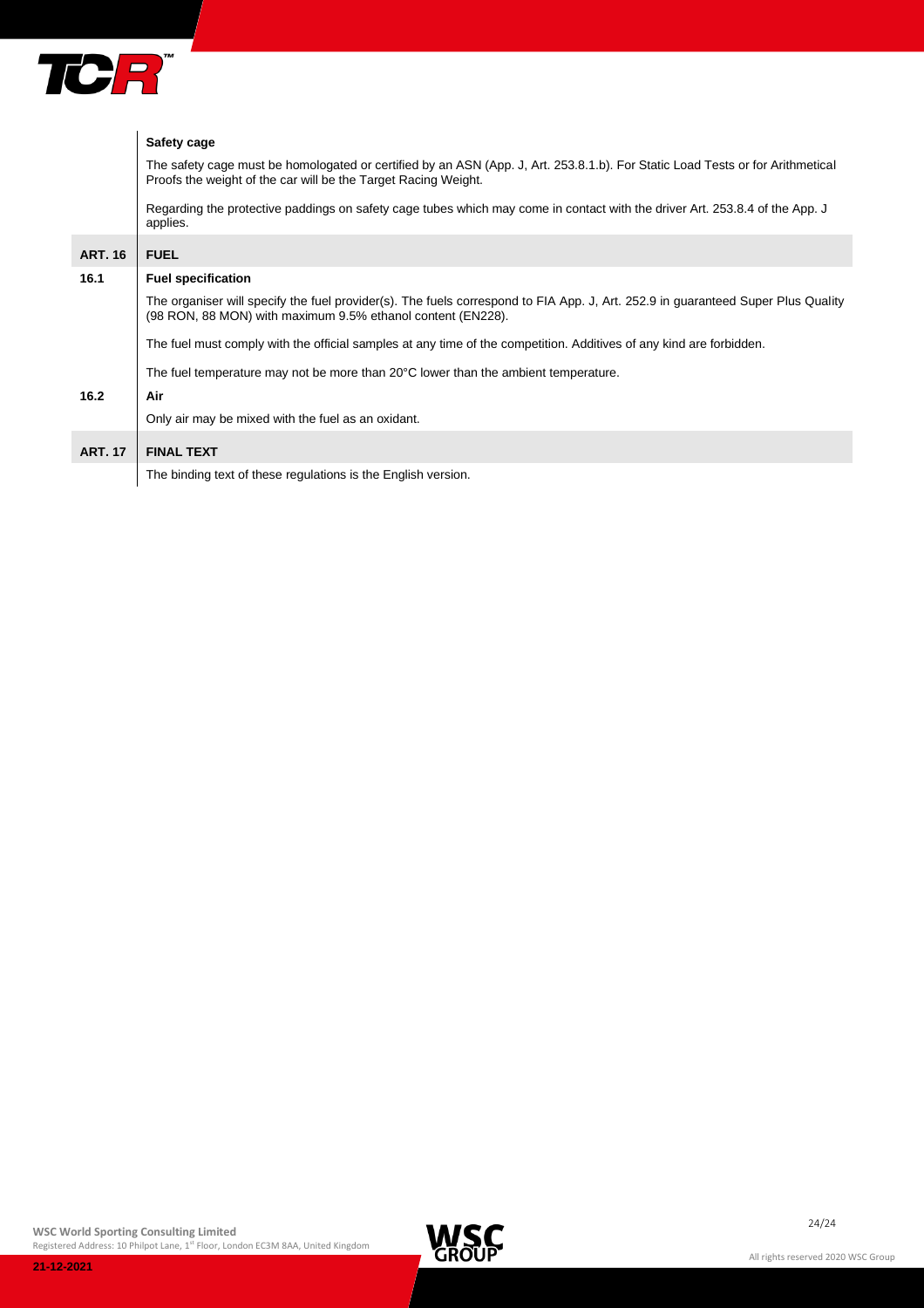**Safety cage**

The safety cage must be homologated or certified by an ASN (App. J, Art. 253.8.1.b). For Static Load Tests or for Arithmetical Proofs the weight of the car will be the Target Racing Weight.

Regarding the protective paddings on safety cage tubes which may come in contact with the driver Art. 253.8.4 of the App. J applies.

## ART. 16 FUEL

### 16.1 Fuel specification

The organiser will specify the fuel provider(s). The fuels correspond to FIA App. J, Art. 252.9 in guaranteed Super Plus Quality (98 RON, 88 MON) with maximum 9.5% ethanol content (EN228).

The fuel must comply with the official samples at any time of the competition. Additives of any kind are forbidden.

The fuel temperature may not be more than 20°C lower than the ambient temperature.

### 16.2 Air

Only air may be mixed with the fuel as an oxidant.

## ART. 17 FINAL TEXT

The binding text of these regulations is the English version.